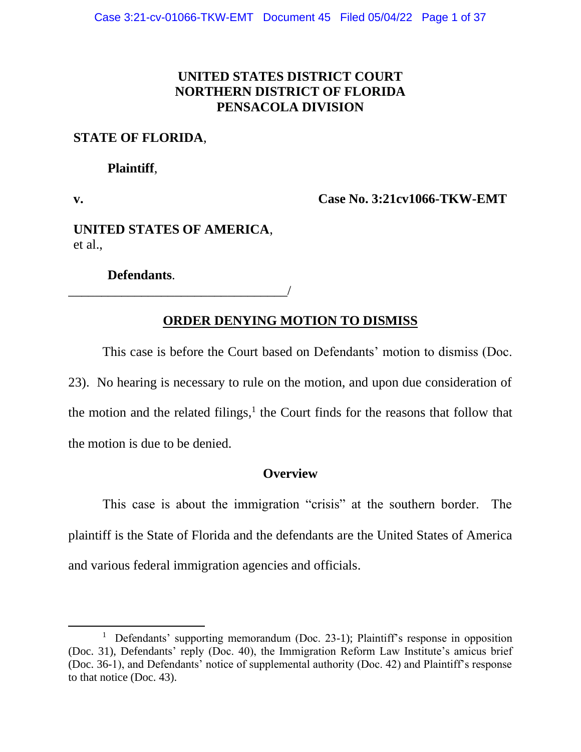**UNITED STATES DISTRICT COURT**
**NORTHERN DISTRICT OF FLORIDA**
**PENSACOLA DIVISION**

**STATE OF FLORIDA**,

**Plaintiff**,

**v.** **Case No. 3:21cv1066-TKW-EMT**

**UNITED STATES OF AMERICA**,
et al.,

**Defendants**.
\_\_\_\_\_\_\_\_\_\_\_\_\_\_\_\_\_\_\_\_\_\_\_\_\_\_\_\_\_\_\_\_\_\_/

## ORDER DENYING MOTION TO DISMISS

This case is before the Court based on Defendants' motion to dismiss (Doc. 23). No hearing is necessary to rule on the motion, and upon due consideration of the motion and the related filings,[1] the Court finds for the reasons that follow that the motion is due to be denied.

### Overview

This case is about the immigration "crisis" at the southern border. The plaintiff is the State of Florida and the defendants are the United States of America and various federal immigration agencies and officials.

[1] Defendants' supporting memorandum (Doc. 23-1); Plaintiff's response in opposition (Doc. 31), Defendants' reply (Doc. 40), the Immigration Reform Law Institute's amicus brief (Doc. 36-1), and Defendants' notice of supplemental authority (Doc. 42) and Plaintiff's response to that notice (Doc. 43).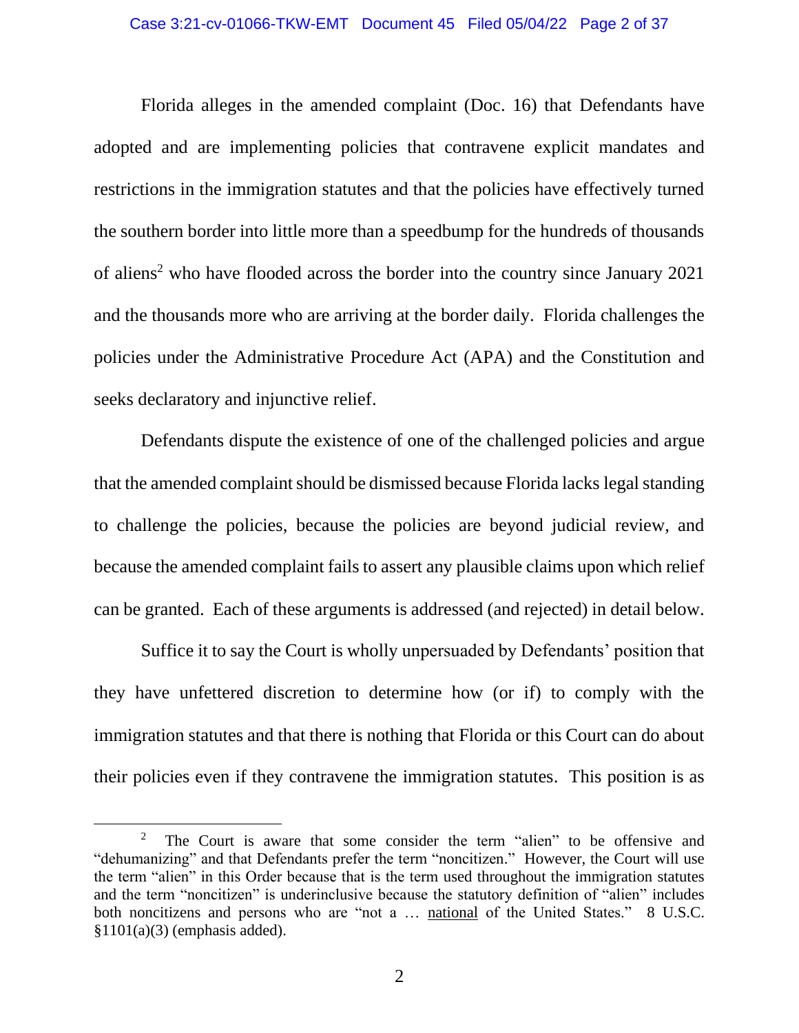Florida alleges in the amended complaint (Doc. 16) that Defendants have adopted and are implementing policies that contravene explicit mandates and restrictions in the immigration statutes and that the policies have effectively turned the southern border into little more than a speedbump for the hundreds of thousands of aliens[2] who have flooded across the border into the country since January 2021 and the thousands more who are arriving at the border daily. Florida challenges the policies under the Administrative Procedure Act (APA) and the Constitution and seeks declaratory and injunctive relief.

Defendants dispute the existence of one of the challenged policies and argue that the amended complaint should be dismissed because Florida lacks legal standing to challenge the policies, because the policies are beyond judicial review, and because the amended complaint fails to assert any plausible claims upon which relief can be granted. Each of these arguments is addressed (and rejected) in detail below.

Suffice it to say the Court is wholly unpersuaded by Defendants' position that they have unfettered discretion to determine how (or if) to comply with the immigration statutes and that there is nothing that Florida or this Court can do about their policies even if they contravene the immigration statutes. This position is as

---

[2] The Court is aware that some consider the term "alien" to be offensive and "dehumanizing" and that Defendants prefer the term "noncitizen." However, the Court will use the term "alien" in this Order because that is the term used throughout the immigration statutes and the term "noncitizen" is underinclusive because the statutory definition of "alien" includes both noncitizens and persons who are "not a … <u>national</u> of the United States." 8 U.S.C. §1101(a)(3) (emphasis added).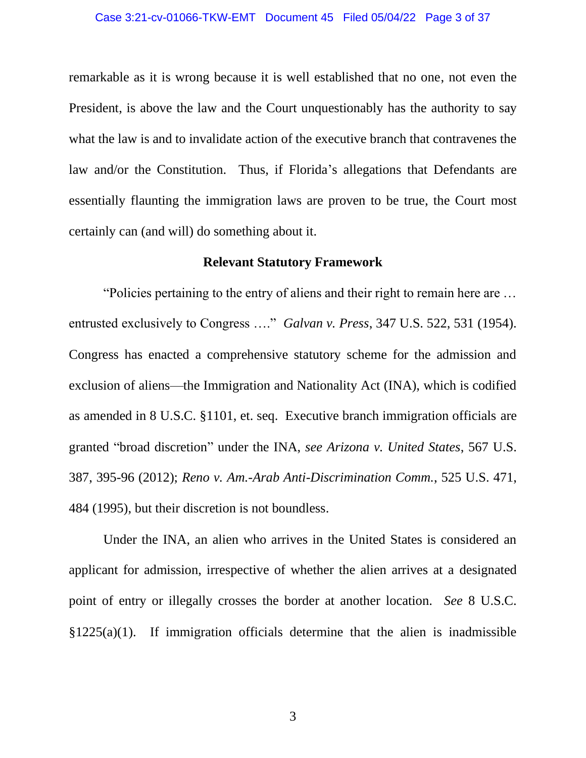remarkable as it is wrong because it is well established that no one, not even the President, is above the law and the Court unquestionably has the authority to say what the law is and to invalidate action of the executive branch that contravenes the law and/or the Constitution. Thus, if Florida's allegations that Defendants are essentially flaunting the immigration laws are proven to be true, the Court most certainly can (and will) do something about it.

**Relevant Statutory Framework**

"Policies pertaining to the entry of aliens and their right to remain here are … entrusted exclusively to Congress …." *Galvan v. Press*, 347 U.S. 522, 531 (1954). Congress has enacted a comprehensive statutory scheme for the admission and exclusion of aliens—the Immigration and Nationality Act (INA), which is codified as amended in 8 U.S.C. §1101, et. seq. Executive branch immigration officials are granted "broad discretion" under the INA, *see Arizona v. United States*, 567 U.S. 387, 395-96 (2012); *Reno v. Am.-Arab Anti-Discrimination Comm.*, 525 U.S. 471, 484 (1995), but their discretion is not boundless.

Under the INA, an alien who arrives in the United States is considered an applicant for admission, irrespective of whether the alien arrives at a designated point of entry or illegally crosses the border at another location. *See* 8 U.S.C. §1225(a)(1). If immigration officials determine that the alien is inadmissible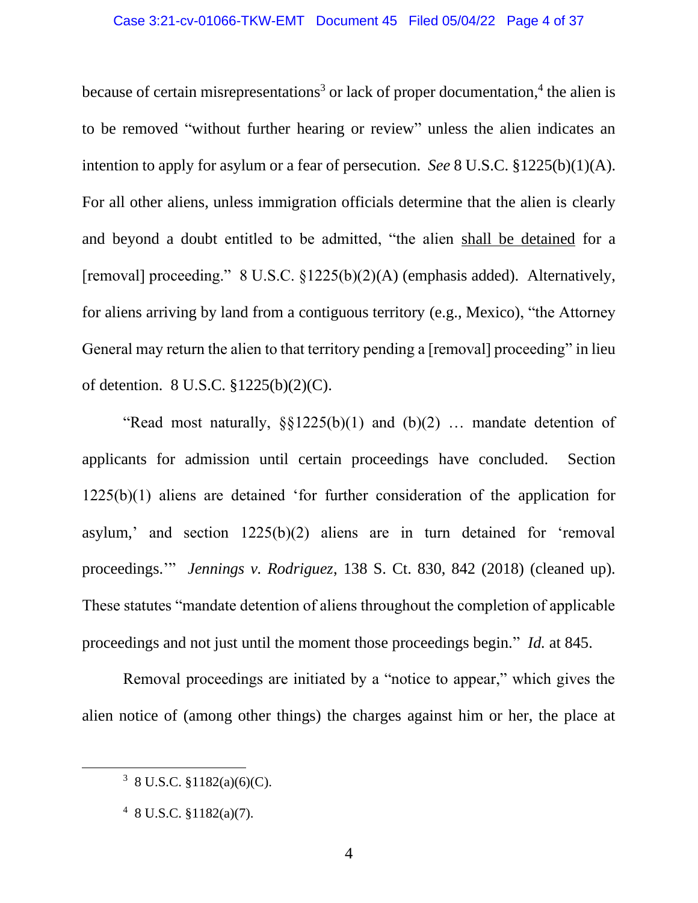because of certain misrepresentations[3] or lack of proper documentation,[4] the alien is to be removed "without further hearing or review" unless the alien indicates an intention to apply for asylum or a fear of persecution. *See* 8 U.S.C. §1225(b)(1)(A). For all other aliens, unless immigration officials determine that the alien is clearly and beyond a doubt entitled to be admitted, "the alien <u>shall be detained</u> for a [removal] proceeding." 8 U.S.C. §1225(b)(2)(A) (emphasis added). Alternatively, for aliens arriving by land from a contiguous territory (e.g., Mexico), "the Attorney General may return the alien to that territory pending a [removal] proceeding" in lieu of detention. 8 U.S.C. §1225(b)(2)(C).

"Read most naturally, §§1225(b)(1) and (b)(2) … mandate detention of applicants for admission until certain proceedings have concluded. Section 1225(b)(1) aliens are detained 'for further consideration of the application for asylum,' and section 1225(b)(2) aliens are in turn detained for 'removal proceedings.'" *Jennings v. Rodriguez*, 138 S. Ct. 830, 842 (2018) (cleaned up). These statutes "mandate detention of aliens throughout the completion of applicable proceedings and not just until the moment those proceedings begin." *Id.* at 845.

Removal proceedings are initiated by a "notice to appear," which gives the alien notice of (among other things) the charges against him or her, the place at

---

[3] 8 U.S.C. §1182(a)(6)(C).

[4] 8 U.S.C. §1182(a)(7).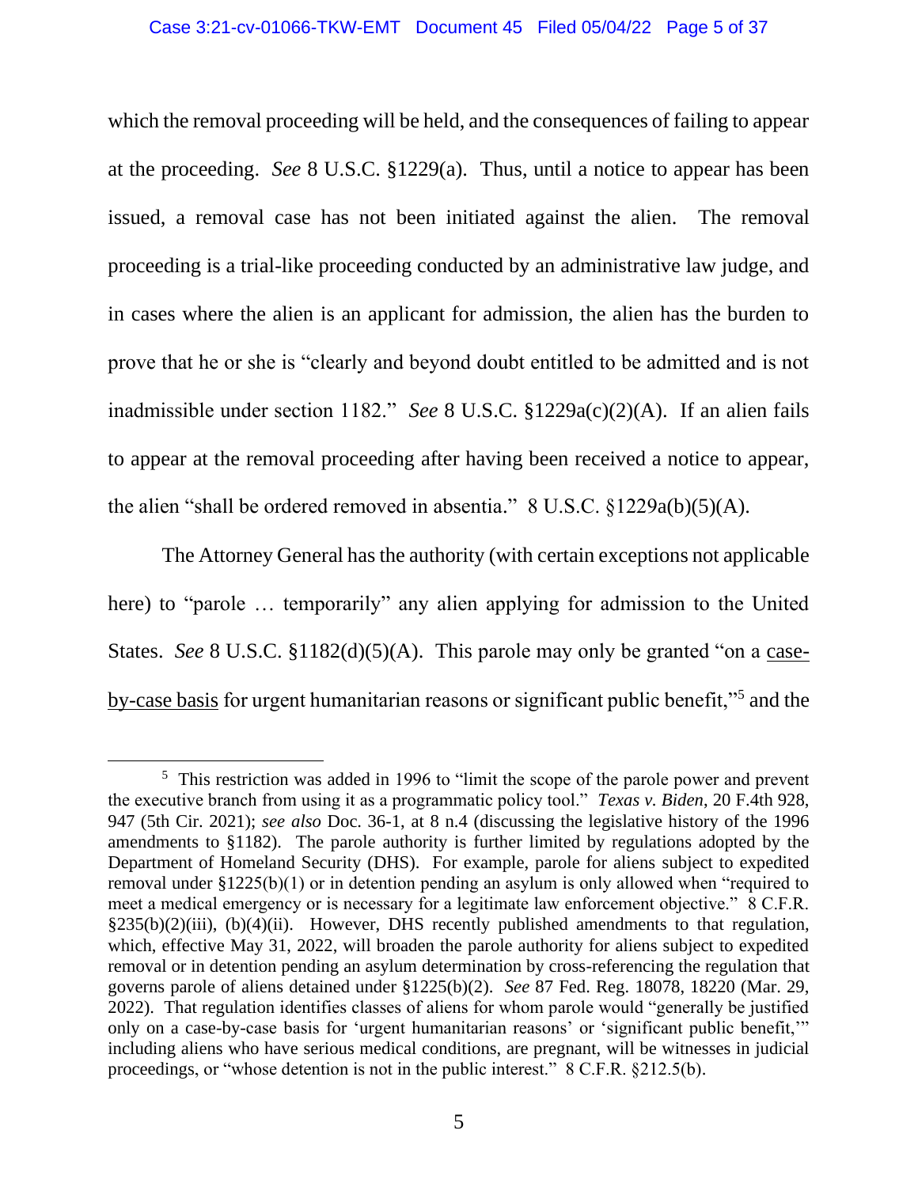which the removal proceeding will be held, and the consequences of failing to appear at the proceeding. *See* 8 U.S.C. §1229(a). Thus, until a notice to appear has been issued, a removal case has not been initiated against the alien. The removal proceeding is a trial-like proceeding conducted by an administrative law judge, and in cases where the alien is an applicant for admission, the alien has the burden to prove that he or she is "clearly and beyond doubt entitled to be admitted and is not inadmissible under section 1182." *See* 8 U.S.C. §1229a(c)(2)(A). If an alien fails to appear at the removal proceeding after having been received a notice to appear, the alien "shall be ordered removed in absentia." 8 U.S.C. §1229a(b)(5)(A).

The Attorney General has the authority (with certain exceptions not applicable here) to "parole … temporarily" any alien applying for admission to the United States. *See* 8 U.S.C. §1182(d)(5)(A). This parole may only be granted "on a <u>case-by-case basis</u> for urgent humanitarian reasons or significant public benefit,"[5] and the

[5] This restriction was added in 1996 to "limit the scope of the parole power and prevent the executive branch from using it as a programmatic policy tool." *Texas v. Biden*, 20 F.4th 928, 947 (5th Cir. 2021); *see also* Doc. 36-1, at 8 n.4 (discussing the legislative history of the 1996 amendments to §1182). The parole authority is further limited by regulations adopted by the Department of Homeland Security (DHS). For example, parole for aliens subject to expedited removal under §1225(b)(1) or in detention pending an asylum is only allowed when "required to meet a medical emergency or is necessary for a legitimate law enforcement objective." 8 C.F.R. §235(b)(2)(iii), (b)(4)(ii). However, DHS recently published amendments to that regulation, which, effective May 31, 2022, will broaden the parole authority for aliens subject to expedited removal or in detention pending an asylum determination by cross-referencing the regulation that governs parole of aliens detained under §1225(b)(2). *See* 87 Fed. Reg. 18078, 18220 (Mar. 29, 2022). That regulation identifies classes of aliens for whom parole would "generally be justified only on a case-by-case basis for 'urgent humanitarian reasons' or 'significant public benefit,'" including aliens who have serious medical conditions, are pregnant, will be witnesses in judicial proceedings, or "whose detention is not in the public interest." 8 C.F.R. §212.5(b).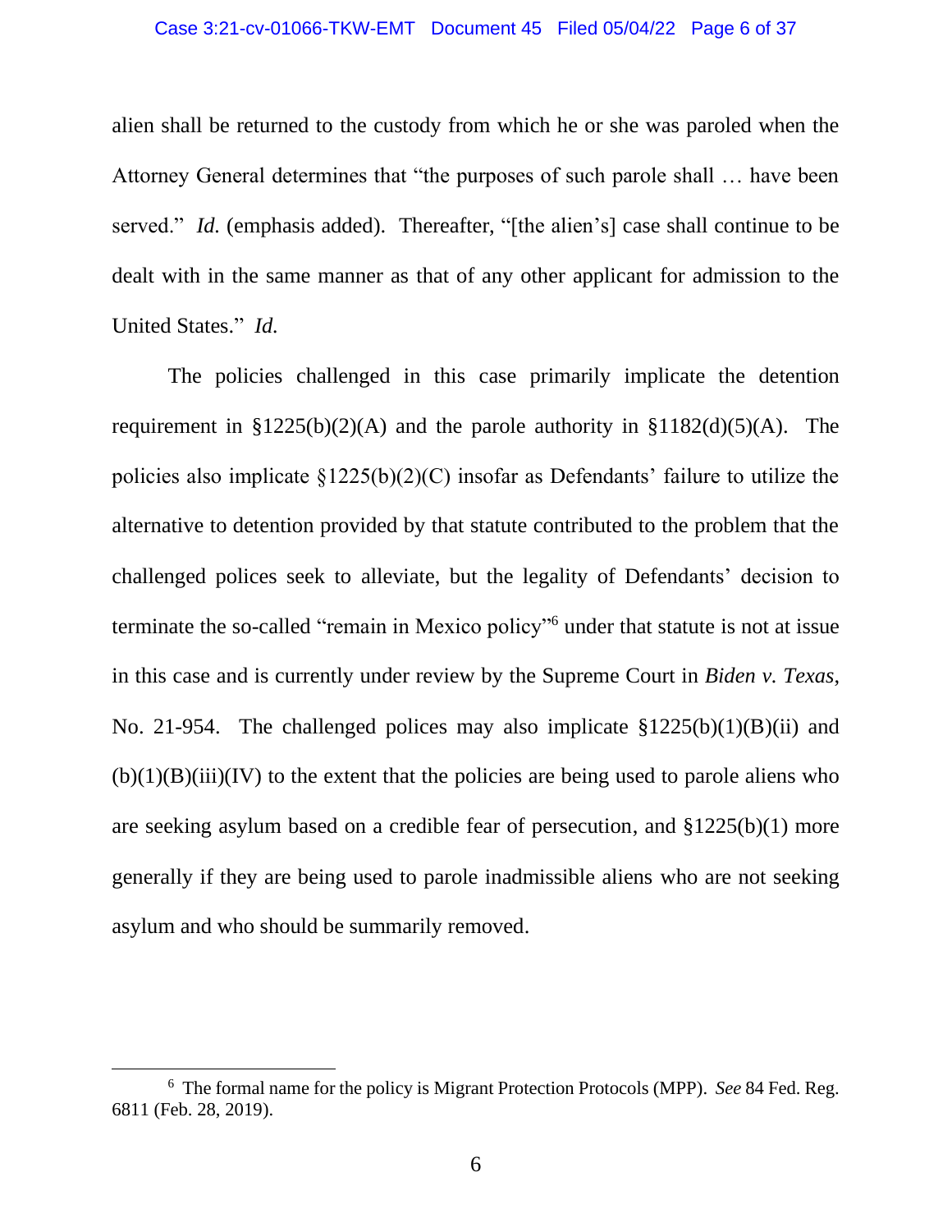alien shall be returned to the custody from which he or she was paroled when the Attorney General determines that "the purposes of such parole shall … have been served." *Id.* (emphasis added). Thereafter, "[the alien's] case shall continue to be dealt with in the same manner as that of any other applicant for admission to the United States." *Id.*

The policies challenged in this case primarily implicate the detention requirement in §1225(b)(2)(A) and the parole authority in §1182(d)(5)(A). The policies also implicate §1225(b)(2)(C) insofar as Defendants' failure to utilize the alternative to detention provided by that statute contributed to the problem that the challenged polices seek to alleviate, but the legality of Defendants' decision to terminate the so-called "remain in Mexico policy"[6] under that statute is not at issue in this case and is currently under review by the Supreme Court in *Biden v. Texas*, No. 21-954. The challenged polices may also implicate §1225(b)(1)(B)(ii) and (b)(1)(B)(iii)(IV) to the extent that the policies are being used to parole aliens who are seeking asylum based on a credible fear of persecution, and §1225(b)(1) more generally if they are being used to parole inadmissible aliens who are not seeking asylum and who should be summarily removed.

---

[6] The formal name for the policy is Migrant Protection Protocols (MPP). *See* 84 Fed. Reg. 6811 (Feb. 28, 2019).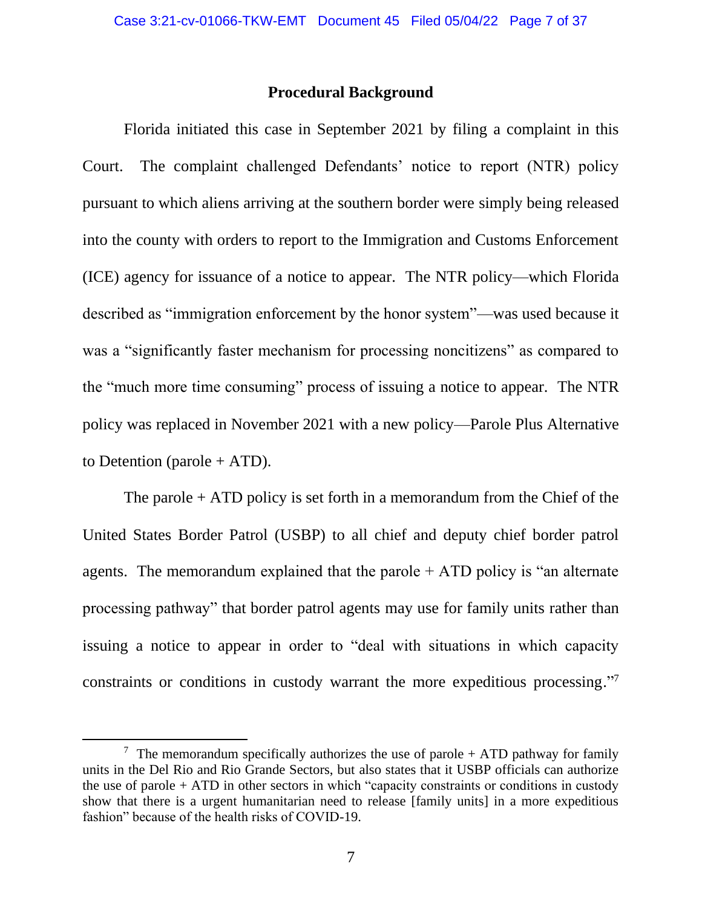## Procedural Background

Florida initiated this case in September 2021 by filing a complaint in this Court. The complaint challenged Defendants' notice to report (NTR) policy pursuant to which aliens arriving at the southern border were simply being released into the county with orders to report to the Immigration and Customs Enforcement (ICE) agency for issuance of a notice to appear. The NTR policy—which Florida described as "immigration enforcement by the honor system"—was used because it was a "significantly faster mechanism for processing noncitizens" as compared to the "much more time consuming" process of issuing a notice to appear. The NTR policy was replaced in November 2021 with a new policy—Parole Plus Alternative to Detention (parole + ATD).

The parole + ATD policy is set forth in a memorandum from the Chief of the United States Border Patrol (USBP) to all chief and deputy chief border patrol agents. The memorandum explained that the parole + ATD policy is "an alternate processing pathway" that border patrol agents may use for family units rather than issuing a notice to appear in order to "deal with situations in which capacity constraints or conditions in custody warrant the more expeditious processing."[7]

[7] The memorandum specifically authorizes the use of parole + ATD pathway for family units in the Del Rio and Rio Grande Sectors, but also states that it USBP officials can authorize the use of parole + ATD in other sectors in which "capacity constraints or conditions in custody show that there is a urgent humanitarian need to release [family units] in a more expeditious fashion" because of the health risks of COVID-19.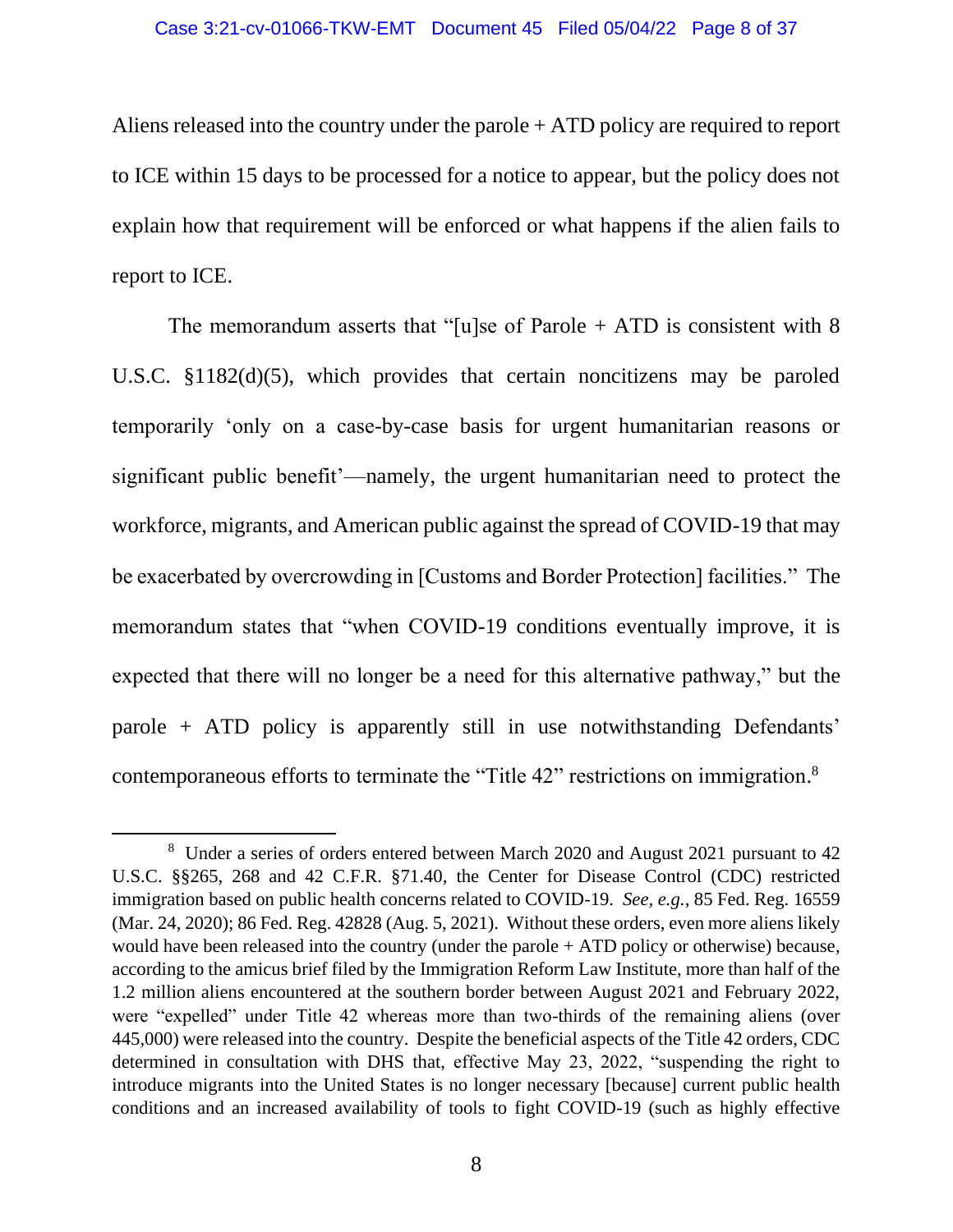Aliens released into the country under the parole + ATD policy are required to report to ICE within 15 days to be processed for a notice to appear, but the policy does not explain how that requirement will be enforced or what happens if the alien fails to report to ICE.

The memorandum asserts that "[u]se of Parole + ATD is consistent with 8 U.S.C. §1182(d)(5), which provides that certain noncitizens may be paroled temporarily 'only on a case-by-case basis for urgent humanitarian reasons or significant public benefit'—namely, the urgent humanitarian need to protect the workforce, migrants, and American public against the spread of COVID-19 that may be exacerbated by overcrowding in [Customs and Border Protection] facilities." The memorandum states that "when COVID-19 conditions eventually improve, it is expected that there will no longer be a need for this alternative pathway," but the parole + ATD policy is apparently still in use notwithstanding Defendants' contemporaneous efforts to terminate the "Title 42" restrictions on immigration.[8]

---

[8] Under a series of orders entered between March 2020 and August 2021 pursuant to 42 U.S.C. §§265, 268 and 42 C.F.R. §71.40, the Center for Disease Control (CDC) restricted immigration based on public health concerns related to COVID-19. *See, e.g.*, 85 Fed. Reg. 16559 (Mar. 24, 2020); 86 Fed. Reg. 42828 (Aug. 5, 2021). Without these orders, even more aliens likely would have been released into the country (under the parole + ATD policy or otherwise) because, according to the amicus brief filed by the Immigration Reform Law Institute, more than half of the 1.2 million aliens encountered at the southern border between August 2021 and February 2022, were "expelled" under Title 42 whereas more than two-thirds of the remaining aliens (over 445,000) were released into the country. Despite the beneficial aspects of the Title 42 orders, CDC determined in consultation with DHS that, effective May 23, 2022, "suspending the right to introduce migrants into the United States is no longer necessary [because] current public health conditions and an increased availability of tools to fight COVID-19 (such as highly effective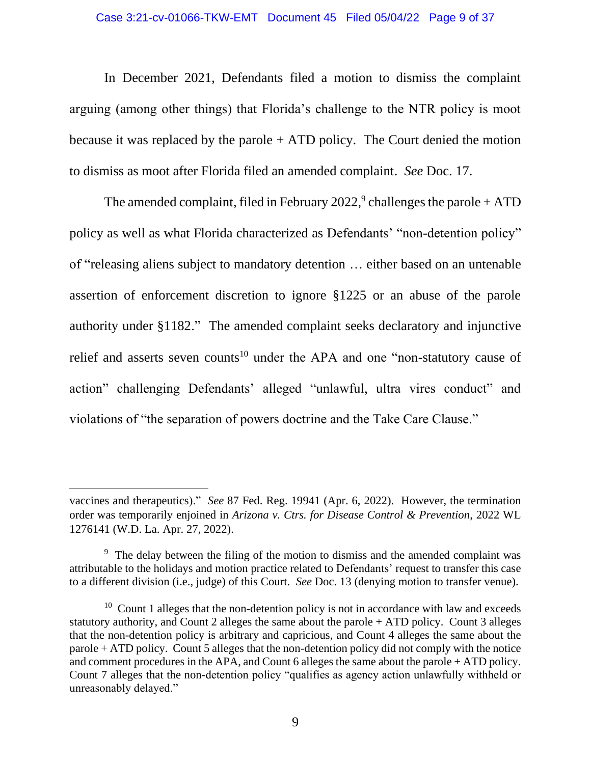In December 2021, Defendants filed a motion to dismiss the complaint arguing (among other things) that Florida's challenge to the NTR policy is moot because it was replaced by the parole + ATD policy. The Court denied the motion to dismiss as moot after Florida filed an amended complaint. *See* Doc. 17.

The amended complaint, filed in February 2022,[9] challenges the parole + ATD policy as well as what Florida characterized as Defendants' "non-detention policy" of "releasing aliens subject to mandatory detention … either based on an untenable assertion of enforcement discretion to ignore §1225 or an abuse of the parole authority under §1182." The amended complaint seeks declaratory and injunctive relief and asserts seven counts[10] under the APA and one "non-statutory cause of action" challenging Defendants' alleged "unlawful, ultra vires conduct" and violations of "the separation of powers doctrine and the Take Care Clause."

---

vaccines and therapeutics)." *See* 87 Fed. Reg. 19941 (Apr. 6, 2022). However, the termination order was temporarily enjoined in *Arizona v. Ctrs. for Disease Control & Prevention*, 2022 WL 1276141 (W.D. La. Apr. 27, 2022).

[9] The delay between the filing of the motion to dismiss and the amended complaint was attributable to the holidays and motion practice related to Defendants' request to transfer this case to a different division (i.e., judge) of this Court. *See* Doc. 13 (denying motion to transfer venue).

[10] Count 1 alleges that the non-detention policy is not in accordance with law and exceeds statutory authority, and Count 2 alleges the same about the parole + ATD policy. Count 3 alleges that the non-detention policy is arbitrary and capricious, and Count 4 alleges the same about the parole + ATD policy. Count 5 alleges that the non-detention policy did not comply with the notice and comment procedures in the APA, and Count 6 alleges the same about the parole + ATD policy. Count 7 alleges that the non-detention policy "qualifies as agency action unlawfully withheld or unreasonably delayed."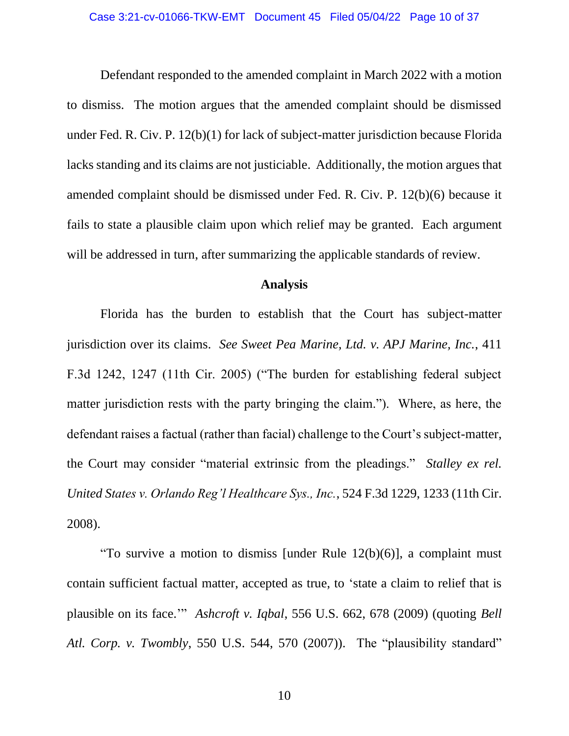Defendant responded to the amended complaint in March 2022 with a motion to dismiss. The motion argues that the amended complaint should be dismissed under Fed. R. Civ. P. 12(b)(1) for lack of subject-matter jurisdiction because Florida lacks standing and its claims are not justiciable. Additionally, the motion argues that amended complaint should be dismissed under Fed. R. Civ. P. 12(b)(6) because it fails to state a plausible claim upon which relief may be granted. Each argument will be addressed in turn, after summarizing the applicable standards of review.

**Analysis**

Florida has the burden to establish that the Court has subject-matter jurisdiction over its claims. *See Sweet Pea Marine, Ltd. v. APJ Marine, Inc.*, 411 F.3d 1242, 1247 (11th Cir. 2005) ("The burden for establishing federal subject matter jurisdiction rests with the party bringing the claim."). Where, as here, the defendant raises a factual (rather than facial) challenge to the Court's subject-matter, the Court may consider "material extrinsic from the pleadings." *Stalley ex rel. United States v. Orlando Reg'l Healthcare Sys., Inc.*, 524 F.3d 1229, 1233 (11th Cir. 2008).

"To survive a motion to dismiss [under Rule 12(b)(6)], a complaint must contain sufficient factual matter, accepted as true, to 'state a claim to relief that is plausible on its face.'" *Ashcroft v. Iqbal*, 556 U.S. 662, 678 (2009) (quoting *Bell Atl. Corp. v. Twombly*, 550 U.S. 544, 570 (2007)). The "plausibility standard"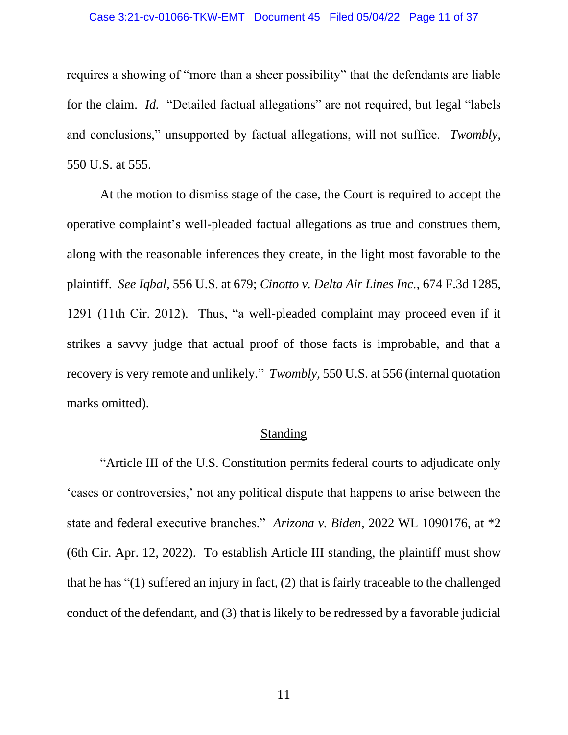requires a showing of "more than a sheer possibility" that the defendants are liable for the claim. *Id.* "Detailed factual allegations" are not required, but legal "labels and conclusions," unsupported by factual allegations, will not suffice. *Twombly*, 550 U.S. at 555.

At the motion to dismiss stage of the case, the Court is required to accept the operative complaint's well-pleaded factual allegations as true and construes them, along with the reasonable inferences they create, in the light most favorable to the plaintiff. *See Iqbal*, 556 U.S. at 679; *Cinotto v. Delta Air Lines Inc.*, 674 F.3d 1285, 1291 (11th Cir. 2012). Thus, "a well-pleaded complaint may proceed even if it strikes a savvy judge that actual proof of those facts is improbable, and that a recovery is very remote and unlikely." *Twombly*, 550 U.S. at 556 (internal quotation marks omitted).

## Standing

"Article III of the U.S. Constitution permits federal courts to adjudicate only 'cases or controversies,' not any political dispute that happens to arise between the state and federal executive branches." *Arizona v. Biden*, 2022 WL 1090176, at *2 (6th Cir. Apr. 12, 2022). To establish Article III standing, the plaintiff must show that he has "(1) suffered an injury in fact, (2) that is fairly traceable to the challenged conduct of the defendant, and (3) that is likely to be redressed by a favorable judicial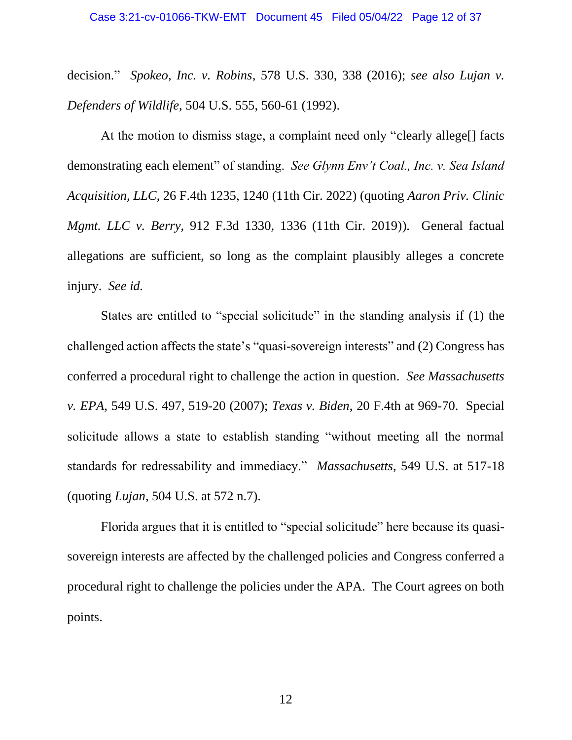decision." *Spokeo, Inc. v. Robins*, 578 U.S. 330, 338 (2016); *see also Lujan v. Defenders of Wildlife*, 504 U.S. 555, 560-61 (1992).

At the motion to dismiss stage, a complaint need only "clearly allege[] facts demonstrating each element" of standing. *See Glynn Env't Coal., Inc. v. Sea Island Acquisition, LLC*, 26 F.4th 1235, 1240 (11th Cir. 2022) (quoting *Aaron Priv. Clinic Mgmt. LLC v. Berry*, 912 F.3d 1330, 1336 (11th Cir. 2019)). General factual allegations are sufficient, so long as the complaint plausibly alleges a concrete injury. *See id.*

States are entitled to "special solicitude" in the standing analysis if (1) the challenged action affects the state's "quasi-sovereign interests" and (2) Congress has conferred a procedural right to challenge the action in question. *See Massachusetts v. EPA*, 549 U.S. 497, 519-20 (2007); *Texas v. Biden*, 20 F.4th at 969-70. Special solicitude allows a state to establish standing "without meeting all the normal standards for redressability and immediacy." *Massachusetts*, 549 U.S. at 517-18 (quoting *Lujan*, 504 U.S. at 572 n.7).

Florida argues that it is entitled to "special solicitude" here because its quasi-sovereign interests are affected by the challenged policies and Congress conferred a procedural right to challenge the policies under the APA. The Court agrees on both points.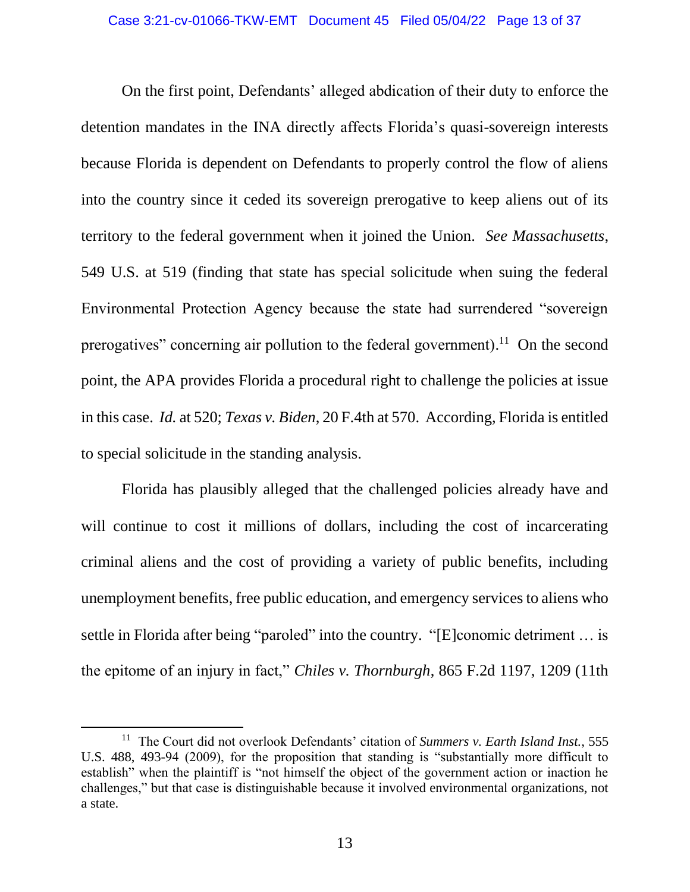On the first point, Defendants' alleged abdication of their duty to enforce the detention mandates in the INA directly affects Florida's quasi-sovereign interests because Florida is dependent on Defendants to properly control the flow of aliens into the country since it ceded its sovereign prerogative to keep aliens out of its territory to the federal government when it joined the Union. *See Massachusetts*, 549 U.S. at 519 (finding that state has special solicitude when suing the federal Environmental Protection Agency because the state had surrendered "sovereign prerogatives" concerning air pollution to the federal government).[11] On the second point, the APA provides Florida a procedural right to challenge the policies at issue in this case. *Id.* at 520; *Texas v. Biden*, 20 F.4th at 570. According, Florida is entitled to special solicitude in the standing analysis.

Florida has plausibly alleged that the challenged policies already have and will continue to cost it millions of dollars, including the cost of incarcerating criminal aliens and the cost of providing a variety of public benefits, including unemployment benefits, free public education, and emergency services to aliens who settle in Florida after being "paroled" into the country. "[E]conomic detriment … is the epitome of an injury in fact," *Chiles v. Thornburgh*, 865 F.2d 1197, 1209 (11th

---

[11] The Court did not overlook Defendants' citation of *Summers v. Earth Island Inst.*, 555 U.S. 488, 493-94 (2009), for the proposition that standing is "substantially more difficult to establish" when the plaintiff is "not himself the object of the government action or inaction he challenges," but that case is distinguishable because it involved environmental organizations, not a state.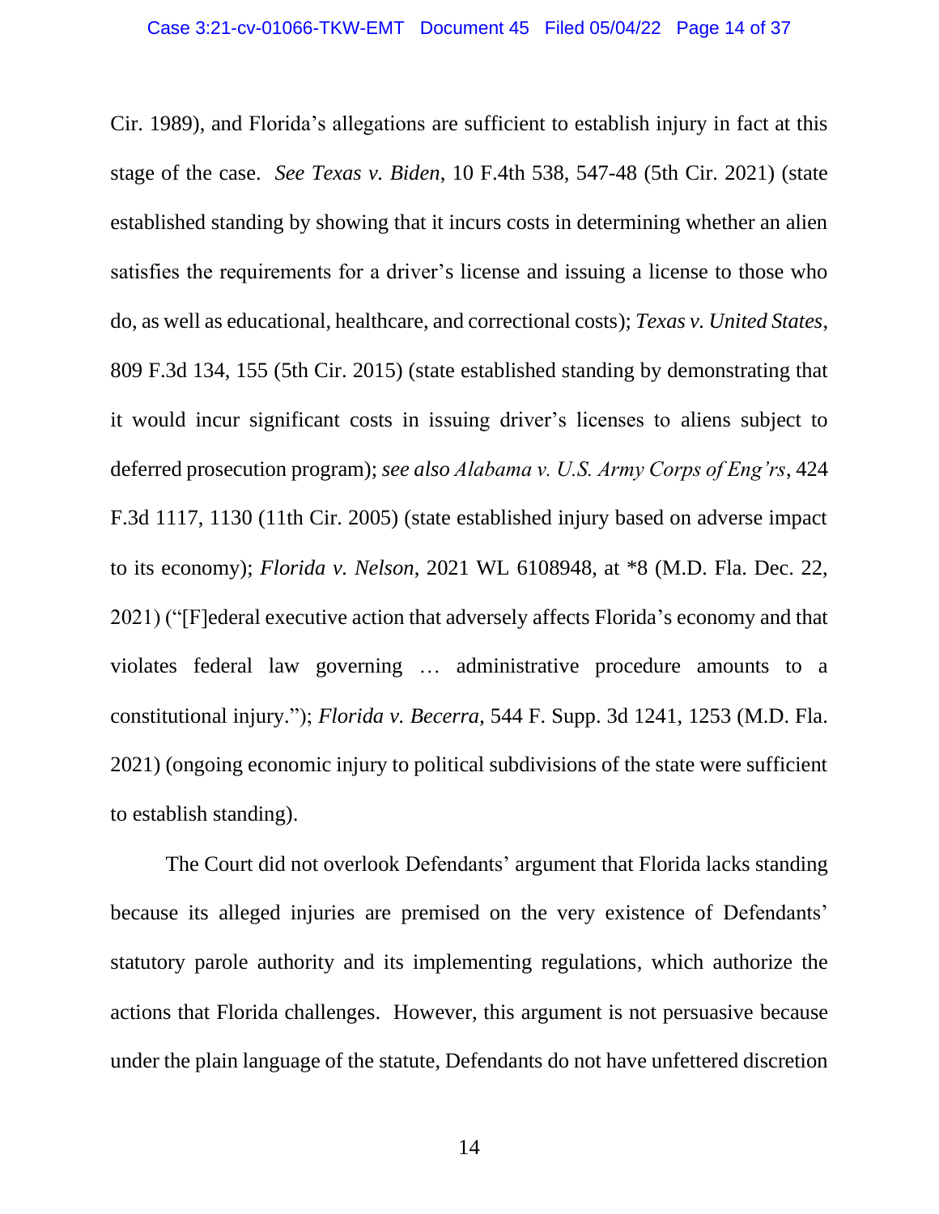Cir. 1989), and Florida's allegations are sufficient to establish injury in fact at this stage of the case. *See Texas v. Biden*, 10 F.4th 538, 547-48 (5th Cir. 2021) (state established standing by showing that it incurs costs in determining whether an alien satisfies the requirements for a driver's license and issuing a license to those who do, as well as educational, healthcare, and correctional costs); *Texas v. United States*, 809 F.3d 134, 155 (5th Cir. 2015) (state established standing by demonstrating that it would incur significant costs in issuing driver's licenses to aliens subject to deferred prosecution program); *see also Alabama v. U.S. Army Corps of Eng'rs*, 424 F.3d 1117, 1130 (11th Cir. 2005) (state established injury based on adverse impact to its economy); *Florida v. Nelson*, 2021 WL 6108948, at *8 (M.D. Fla. Dec. 22, 2021) ("[F]ederal executive action that adversely affects Florida's economy and that violates federal law governing … administrative procedure amounts to a constitutional injury."); *Florida v. Becerra*, 544 F. Supp. 3d 1241, 1253 (M.D. Fla. 2021) (ongoing economic injury to political subdivisions of the state were sufficient to establish standing).

The Court did not overlook Defendants' argument that Florida lacks standing because its alleged injuries are premised on the very existence of Defendants' statutory parole authority and its implementing regulations, which authorize the actions that Florida challenges. However, this argument is not persuasive because under the plain language of the statute, Defendants do not have unfettered discretion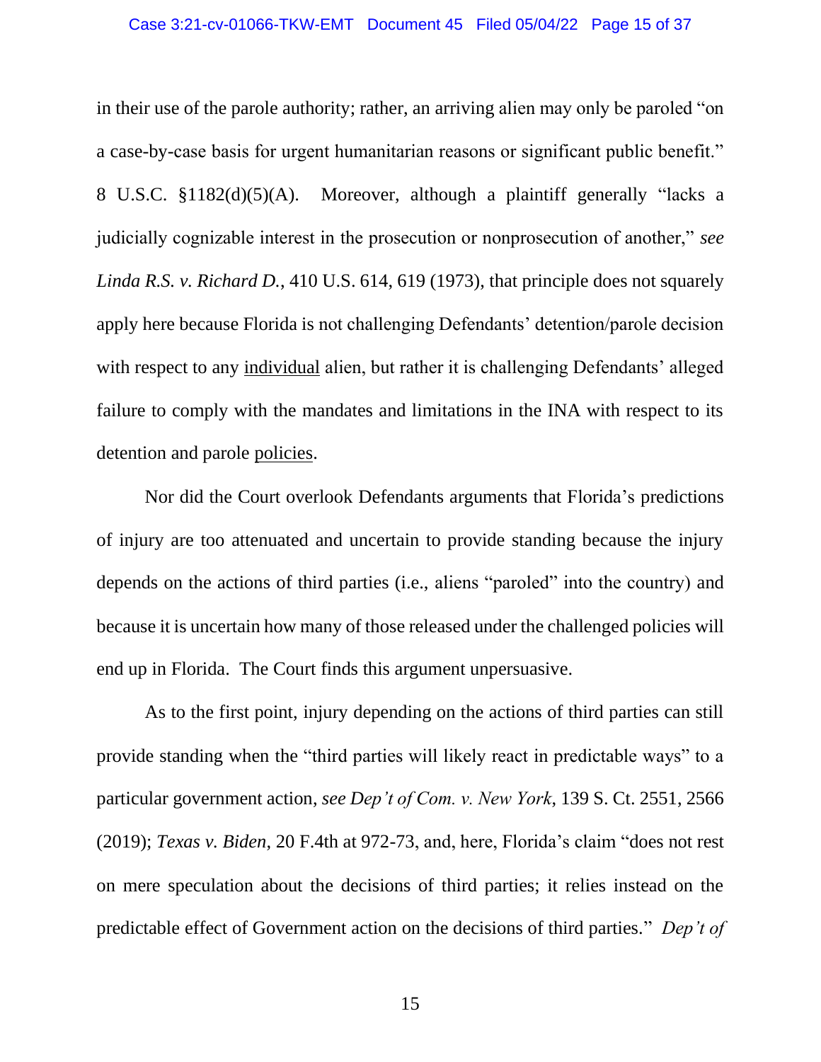in their use of the parole authority; rather, an arriving alien may only be paroled "on a case-by-case basis for urgent humanitarian reasons or significant public benefit." 8 U.S.C. §1182(d)(5)(A). Moreover, although a plaintiff generally "lacks a judicially cognizable interest in the prosecution or nonprosecution of another," *see Linda R.S. v. Richard D.*, 410 U.S. 614, 619 (1973), that principle does not squarely apply here because Florida is not challenging Defendants' detention/parole decision with respect to any <u>individual</u> alien, but rather it is challenging Defendants' alleged failure to comply with the mandates and limitations in the INA with respect to its detention and parole <u>policies</u>.

Nor did the Court overlook Defendants arguments that Florida's predictions of injury are too attenuated and uncertain to provide standing because the injury depends on the actions of third parties (i.e., aliens "paroled" into the country) and because it is uncertain how many of those released under the challenged policies will end up in Florida. The Court finds this argument unpersuasive.

As to the first point, injury depending on the actions of third parties can still provide standing when the "third parties will likely react in predictable ways" to a particular government action, *see Dep't of Com. v. New York*, 139 S. Ct. 2551, 2566 (2019); *Texas v. Biden*, 20 F.4th at 972-73, and, here, Florida's claim "does not rest on mere speculation about the decisions of third parties; it relies instead on the predictable effect of Government action on the decisions of third parties." *Dep't of*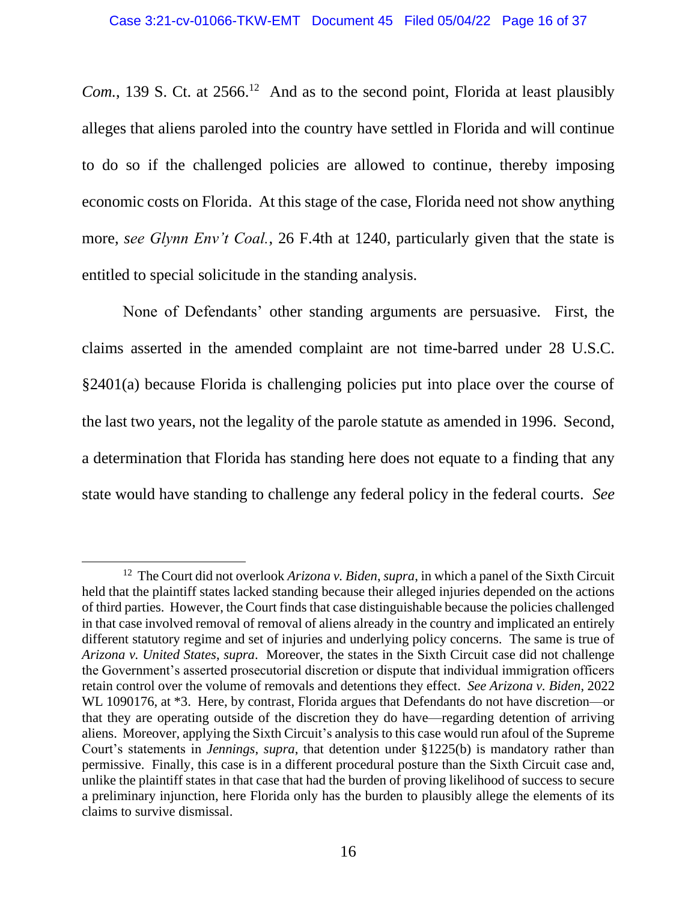*Com.*, 139 S. Ct. at 2566.[12] And as to the second point, Florida at least plausibly alleges that aliens paroled into the country have settled in Florida and will continue to do so if the challenged policies are allowed to continue, thereby imposing economic costs on Florida. At this stage of the case, Florida need not show anything more, *see Glynn Env't Coal.*, 26 F.4th at 1240, particularly given that the state is entitled to special solicitude in the standing analysis.

None of Defendants' other standing arguments are persuasive. First, the claims asserted in the amended complaint are not time-barred under 28 U.S.C. §2401(a) because Florida is challenging policies put into place over the course of the last two years, not the legality of the parole statute as amended in 1996. Second, a determination that Florida has standing here does not equate to a finding that any state would have standing to challenge any federal policy in the federal courts. *See*

---

[12] The Court did not overlook *Arizona v. Biden*, *supra*, in which a panel of the Sixth Circuit held that the plaintiff states lacked standing because their alleged injuries depended on the actions of third parties. However, the Court finds that case distinguishable because the policies challenged in that case involved removal of removal of aliens already in the country and implicated an entirely different statutory regime and set of injuries and underlying policy concerns. The same is true of *Arizona v. United States*, *supra*. Moreover, the states in the Sixth Circuit case did not challenge the Government's asserted prosecutorial discretion or dispute that individual immigration officers retain control over the volume of removals and detentions they effect. *See Arizona v. Biden*, 2022 WL 1090176, at *3. Here, by contrast, Florida argues that Defendants do not have discretion—or that they are operating outside of the discretion they do have—regarding detention of arriving aliens. Moreover, applying the Sixth Circuit's analysis to this case would run afoul of the Supreme Court's statements in *Jennings*, *supra*, that detention under §1225(b) is mandatory rather than permissive. Finally, this case is in a different procedural posture than the Sixth Circuit case and, unlike the plaintiff states in that case that had the burden of proving likelihood of success to secure a preliminary injunction, here Florida only has the burden to plausibly allege the elements of its claims to survive dismissal.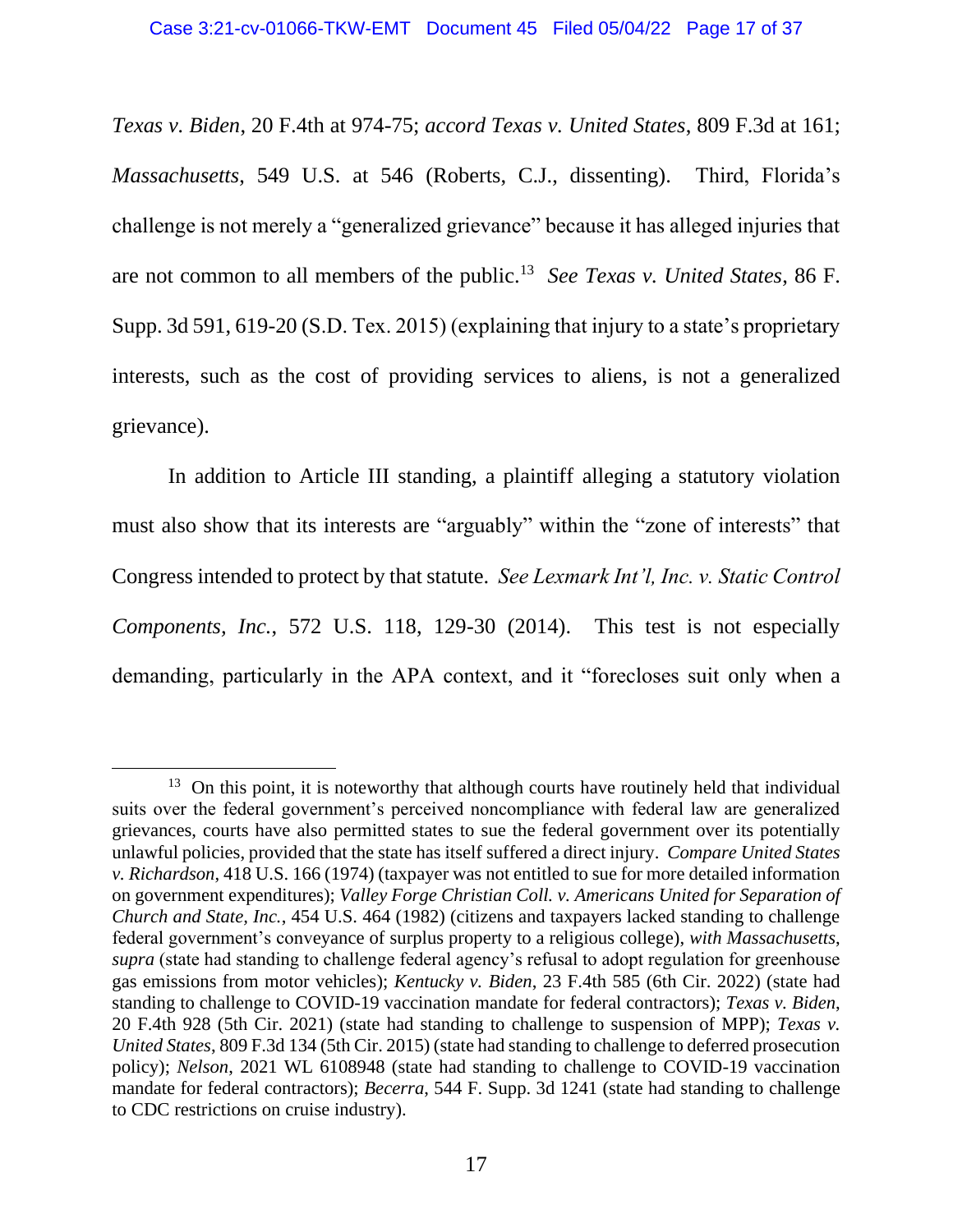*Texas v. Biden*, 20 F.4th at 974-75; *accord Texas v. United States*, 809 F.3d at 161; *Massachusetts*, 549 U.S. at 546 (Roberts, C.J., dissenting). Third, Florida's challenge is not merely a "generalized grievance" because it has alleged injuries that are not common to all members of the public.[13] *See Texas v. United States*, 86 F. Supp. 3d 591, 619-20 (S.D. Tex. 2015) (explaining that injury to a state's proprietary interests, such as the cost of providing services to aliens, is not a generalized grievance).

In addition to Article III standing, a plaintiff alleging a statutory violation must also show that its interests are "arguably" within the "zone of interests" that Congress intended to protect by that statute. *See Lexmark Int'l, Inc. v. Static Control Components, Inc.*, 572 U.S. 118, 129-30 (2014). This test is not especially demanding, particularly in the APA context, and it "forecloses suit only when a

---

[13] On this point, it is noteworthy that although courts have routinely held that individual suits over the federal government's perceived noncompliance with federal law are generalized grievances, courts have also permitted states to sue the federal government over its potentially unlawful policies, provided that the state has itself suffered a direct injury. *Compare United States v. Richardson*, 418 U.S. 166 (1974) (taxpayer was not entitled to sue for more detailed information on government expenditures); *Valley Forge Christian Coll. v. Americans United for Separation of Church and State, Inc.*, 454 U.S. 464 (1982) (citizens and taxpayers lacked standing to challenge federal government's conveyance of surplus property to a religious college), *with Massachusetts*, *supra* (state had standing to challenge federal agency's refusal to adopt regulation for greenhouse gas emissions from motor vehicles); *Kentucky v. Biden*, 23 F.4th 585 (6th Cir. 2022) (state had standing to challenge to COVID-19 vaccination mandate for federal contractors); *Texas v. Biden*, 20 F.4th 928 (5th Cir. 2021) (state had standing to challenge to suspension of MPP); *Texas v. United States*, 809 F.3d 134 (5th Cir. 2015) (state had standing to challenge to deferred prosecution policy); *Nelson*, 2021 WL 6108948 (state had standing to challenge to COVID-19 vaccination mandate for federal contractors); *Becerra*, 544 F. Supp. 3d 1241 (state had standing to challenge to CDC restrictions on cruise industry).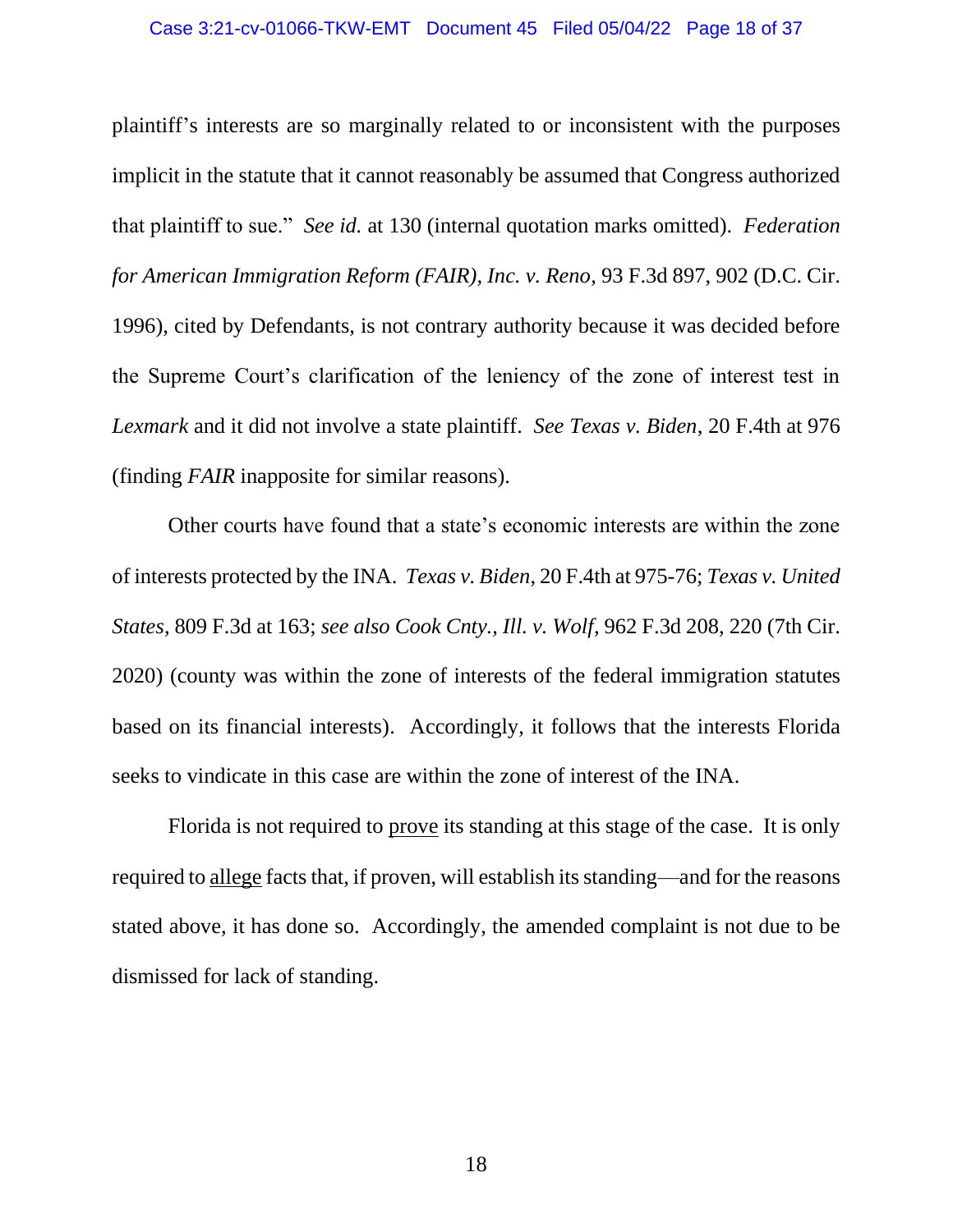plaintiff's interests are so marginally related to or inconsistent with the purposes implicit in the statute that it cannot reasonably be assumed that Congress authorized that plaintiff to sue." *See id.* at 130 (internal quotation marks omitted). *Federation for American Immigration Reform (FAIR), Inc. v. Reno*, 93 F.3d 897, 902 (D.C. Cir. 1996), cited by Defendants, is not contrary authority because it was decided before the Supreme Court's clarification of the leniency of the zone of interest test in *Lexmark* and it did not involve a state plaintiff. *See Texas v. Biden*, 20 F.4th at 976 (finding *FAIR* inapposite for similar reasons).

Other courts have found that a state's economic interests are within the zone of interests protected by the INA. *Texas v. Biden*, 20 F.4th at 975-76; *Texas v. United States*, 809 F.3d at 163; *see also Cook Cnty., Ill. v. Wolf*, 962 F.3d 208, 220 (7th Cir. 2020) (county was within the zone of interests of the federal immigration statutes based on its financial interests). Accordingly, it follows that the interests Florida seeks to vindicate in this case are within the zone of interest of the INA.

Florida is not required to <u>prove</u> its standing at this stage of the case. It is only required to <u>allege</u> facts that, if proven, will establish its standing—and for the reasons stated above, it has done so. Accordingly, the amended complaint is not due to be dismissed for lack of standing.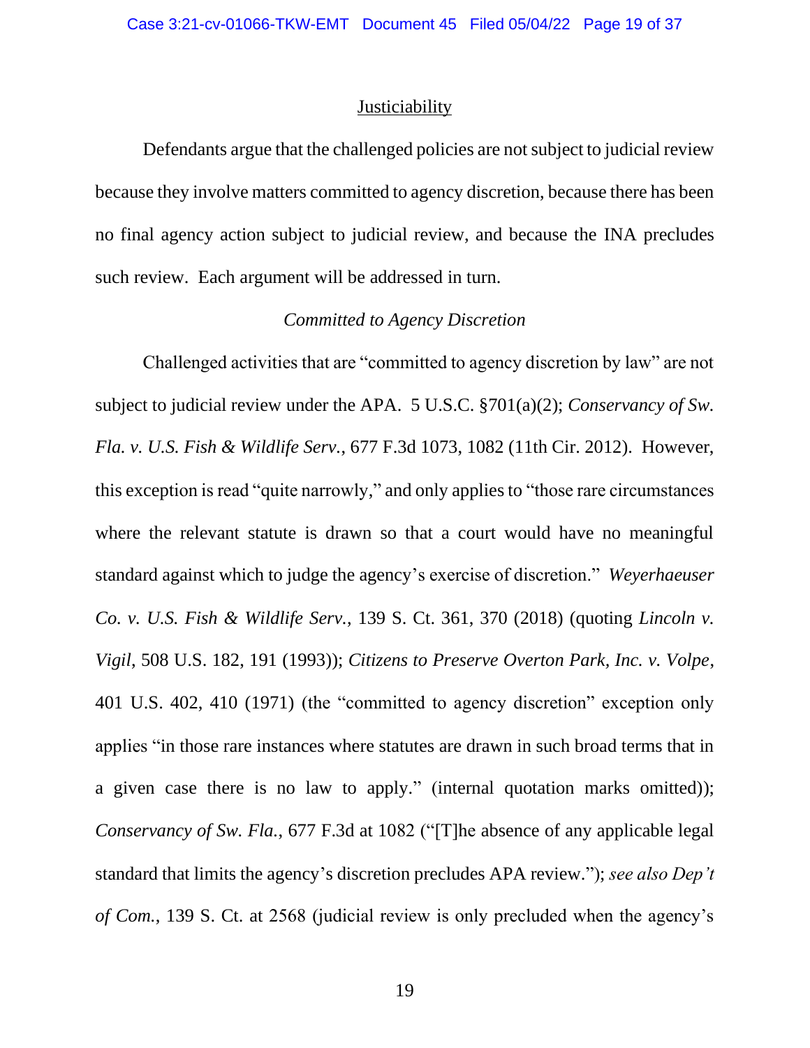## Justiciability

Defendants argue that the challenged policies are not subject to judicial review because they involve matters committed to agency discretion, because there has been no final agency action subject to judicial review, and because the INA precludes such review. Each argument will be addressed in turn.

### *Committed to Agency Discretion*

Challenged activities that are "committed to agency discretion by law" are not subject to judicial review under the APA. 5 U.S.C. §701(a)(2); *Conservancy of Sw. Fla. v. U.S. Fish & Wildlife Serv.*, 677 F.3d 1073, 1082 (11th Cir. 2012). However, this exception is read "quite narrowly," and only applies to "those rare circumstances where the relevant statute is drawn so that a court would have no meaningful standard against which to judge the agency's exercise of discretion." *Weyerhaeuser Co. v. U.S. Fish & Wildlife Serv.*, 139 S. Ct. 361, 370 (2018) (quoting *Lincoln v. Vigil*, 508 U.S. 182, 191 (1993)); *Citizens to Preserve Overton Park, Inc. v. Volpe*, 401 U.S. 402, 410 (1971) (the "committed to agency discretion" exception only applies "in those rare instances where statutes are drawn in such broad terms that in a given case there is no law to apply." (internal quotation marks omitted)); *Conservancy of Sw. Fla.*, 677 F.3d at 1082 ("[T]he absence of any applicable legal standard that limits the agency's discretion precludes APA review."); *see also Dep't of Com.*, 139 S. Ct. at 2568 (judicial review is only precluded when the agency's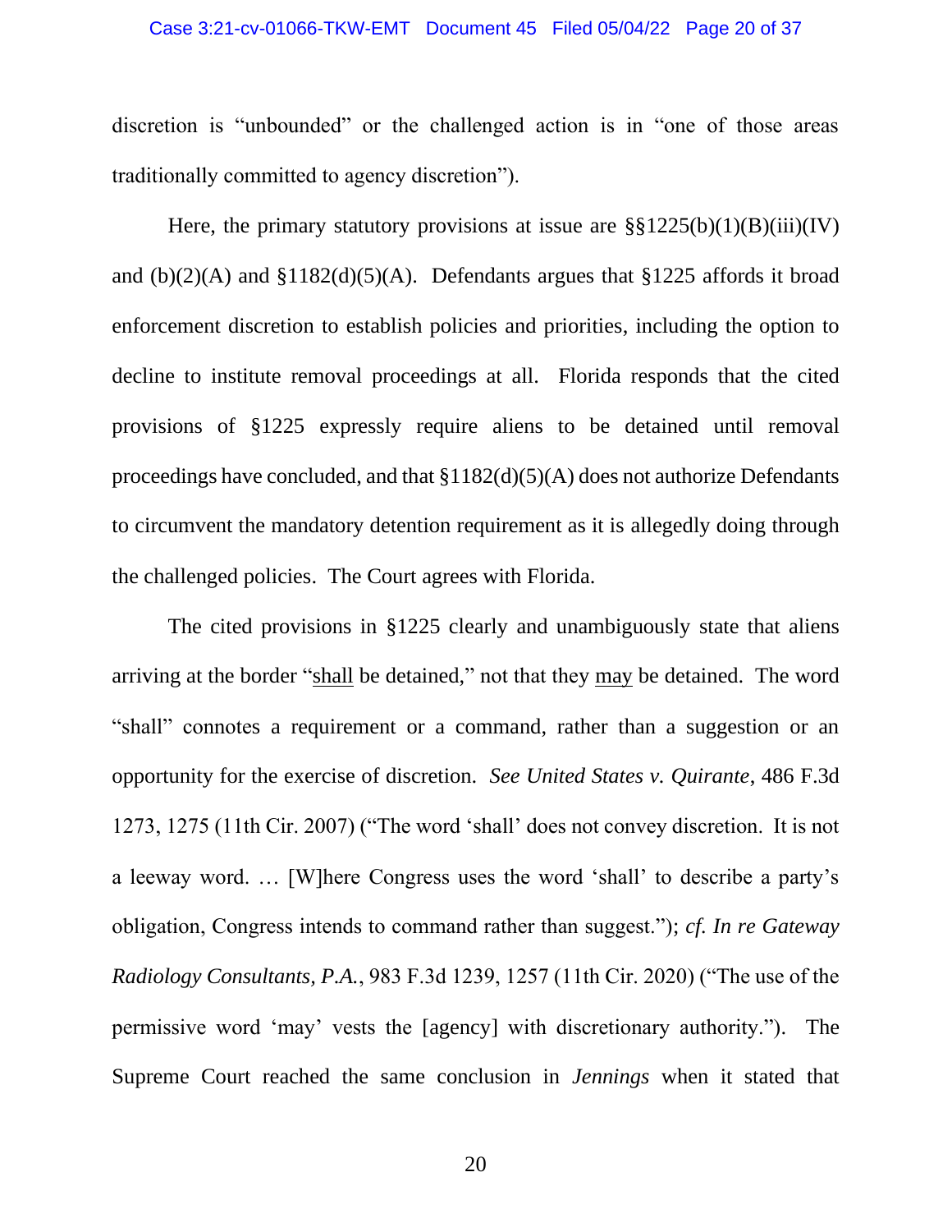discretion is "unbounded" or the challenged action is in "one of those areas traditionally committed to agency discretion").

Here, the primary statutory provisions at issue are §§1225(b)(1)(B)(iii)(IV) and (b)(2)(A) and §1182(d)(5)(A). Defendants argues that §1225 affords it broad enforcement discretion to establish policies and priorities, including the option to decline to institute removal proceedings at all. Florida responds that the cited provisions of §1225 expressly require aliens to be detained until removal proceedings have concluded, and that §1182(d)(5)(A) does not authorize Defendants to circumvent the mandatory detention requirement as it is allegedly doing through the challenged policies. The Court agrees with Florida.

The cited provisions in §1225 clearly and unambiguously state that aliens arriving at the border "shall be detained," not that they may be detained. The word "shall" connotes a requirement or a command, rather than a suggestion or an opportunity for the exercise of discretion. *See United States v. Quirante*, 486 F.3d 1273, 1275 (11th Cir. 2007) ("The word 'shall' does not convey discretion. It is not a leeway word. … [W]here Congress uses the word 'shall' to describe a party's obligation, Congress intends to command rather than suggest."); *cf. In re Gateway Radiology Consultants, P.A.*, 983 F.3d 1239, 1257 (11th Cir. 2020) ("The use of the permissive word 'may' vests the [agency] with discretionary authority."). The Supreme Court reached the same conclusion in *Jennings* when it stated that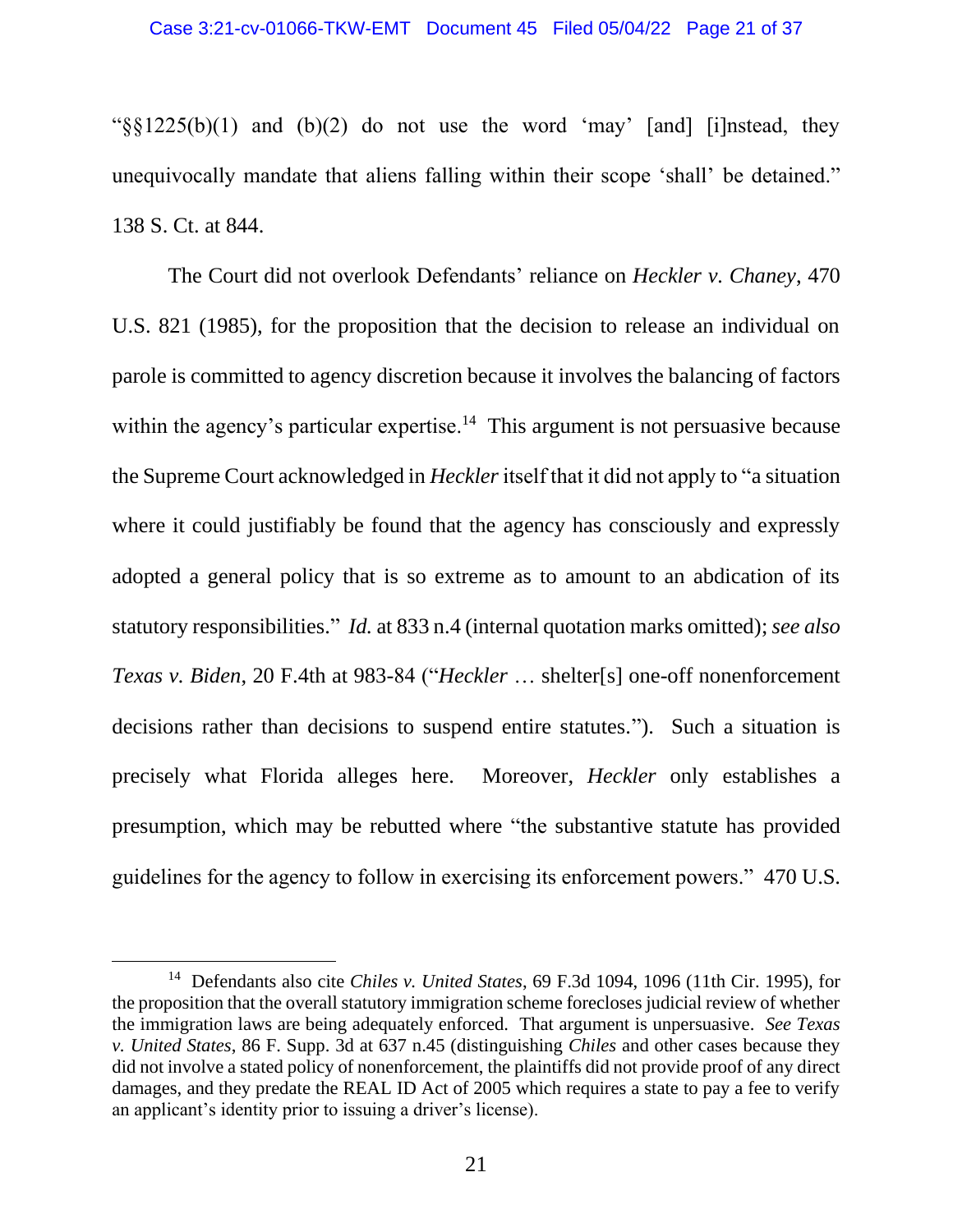"§§1225(b)(1) and (b)(2) do not use the word 'may' [and] [i]nstead, they unequivocally mandate that aliens falling within their scope 'shall' be detained." 138 S. Ct. at 844.

The Court did not overlook Defendants' reliance on *Heckler v. Chaney*, 470 U.S. 821 (1985), for the proposition that the decision to release an individual on parole is committed to agency discretion because it involves the balancing of factors within the agency's particular expertise.[14] This argument is not persuasive because the Supreme Court acknowledged in *Heckler* itself that it did not apply to "a situation where it could justifiably be found that the agency has consciously and expressly adopted a general policy that is so extreme as to amount to an abdication of its statutory responsibilities." *Id.* at 833 n.4 (internal quotation marks omitted); *see also Texas v. Biden*, 20 F.4th at 983-84 ("*Heckler* … shelter[s] one-off nonenforcement decisions rather than decisions to suspend entire statutes."). Such a situation is precisely what Florida alleges here. Moreover, *Heckler* only establishes a presumption, which may be rebutted where "the substantive statute has provided guidelines for the agency to follow in exercising its enforcement powers." 470 U.S.

---

[14] Defendants also cite *Chiles v. United States*, 69 F.3d 1094, 1096 (11th Cir. 1995), for the proposition that the overall statutory immigration scheme forecloses judicial review of whether the immigration laws are being adequately enforced. That argument is unpersuasive. *See Texas v. United States*, 86 F. Supp. 3d at 637 n.45 (distinguishing *Chiles* and other cases because they did not involve a stated policy of nonenforcement, the plaintiffs did not provide proof of any direct damages, and they predate the REAL ID Act of 2005 which requires a state to pay a fee to verify an applicant's identity prior to issuing a driver's license).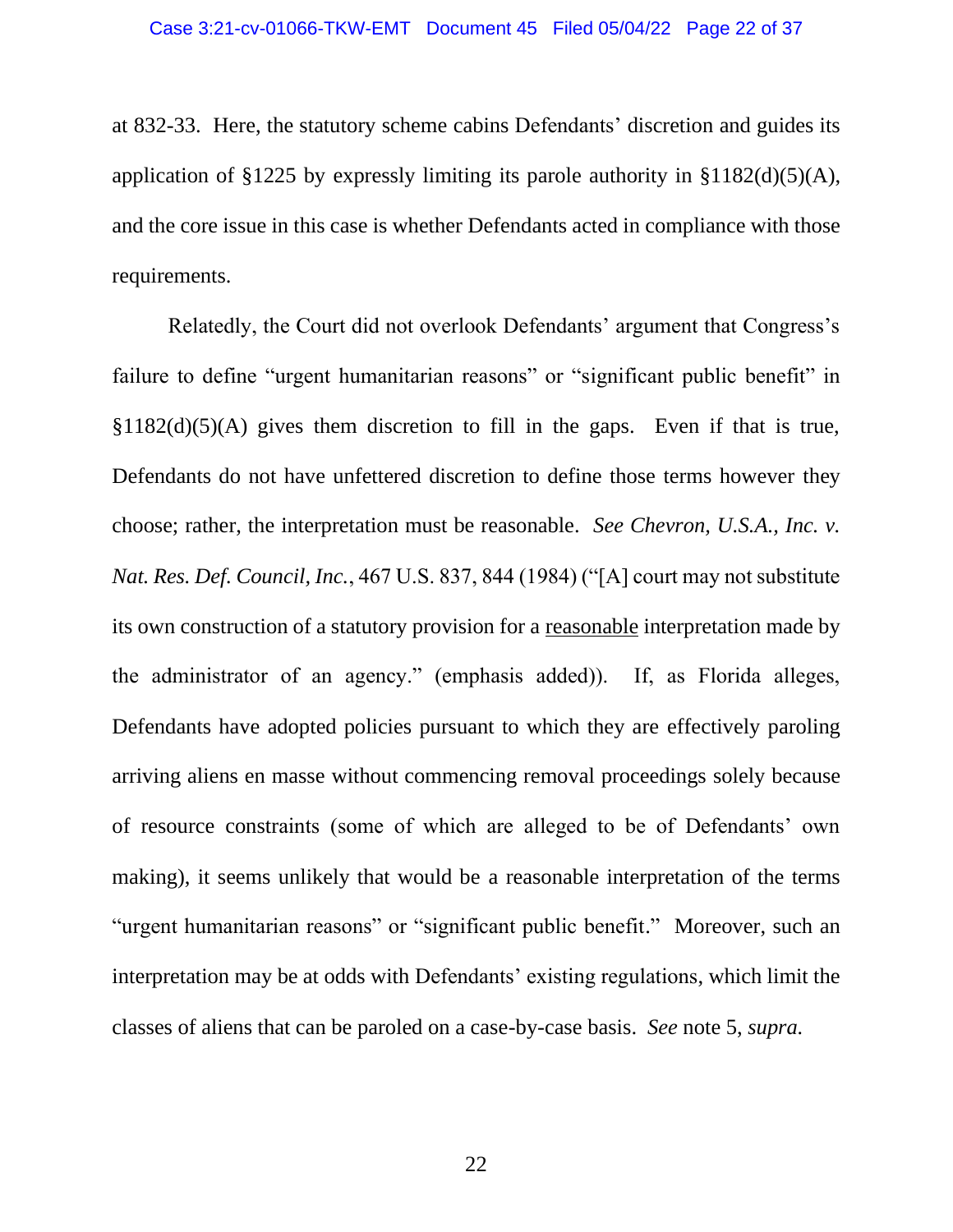at 832-33. Here, the statutory scheme cabins Defendants' discretion and guides its application of §1225 by expressly limiting its parole authority in §1182(d)(5)(A), and the core issue in this case is whether Defendants acted in compliance with those requirements.

Relatedly, the Court did not overlook Defendants' argument that Congress's failure to define "urgent humanitarian reasons" or "significant public benefit" in §1182(d)(5)(A) gives them discretion to fill in the gaps. Even if that is true, Defendants do not have unfettered discretion to define those terms however they choose; rather, the interpretation must be reasonable. *See Chevron, U.S.A., Inc. v. Nat. Res. Def. Council, Inc.*, 467 U.S. 837, 844 (1984) ("[A] court may not substitute its own construction of a statutory provision for a <u>reasonable</u> interpretation made by the administrator of an agency." (emphasis added)). If, as Florida alleges, Defendants have adopted policies pursuant to which they are effectively paroling arriving aliens en masse without commencing removal proceedings solely because of resource constraints (some of which are alleged to be of Defendants' own making), it seems unlikely that would be a reasonable interpretation of the terms "urgent humanitarian reasons" or "significant public benefit." Moreover, such an interpretation may be at odds with Defendants' existing regulations, which limit the classes of aliens that can be paroled on a case-by-case basis. *See* note 5, *supra.*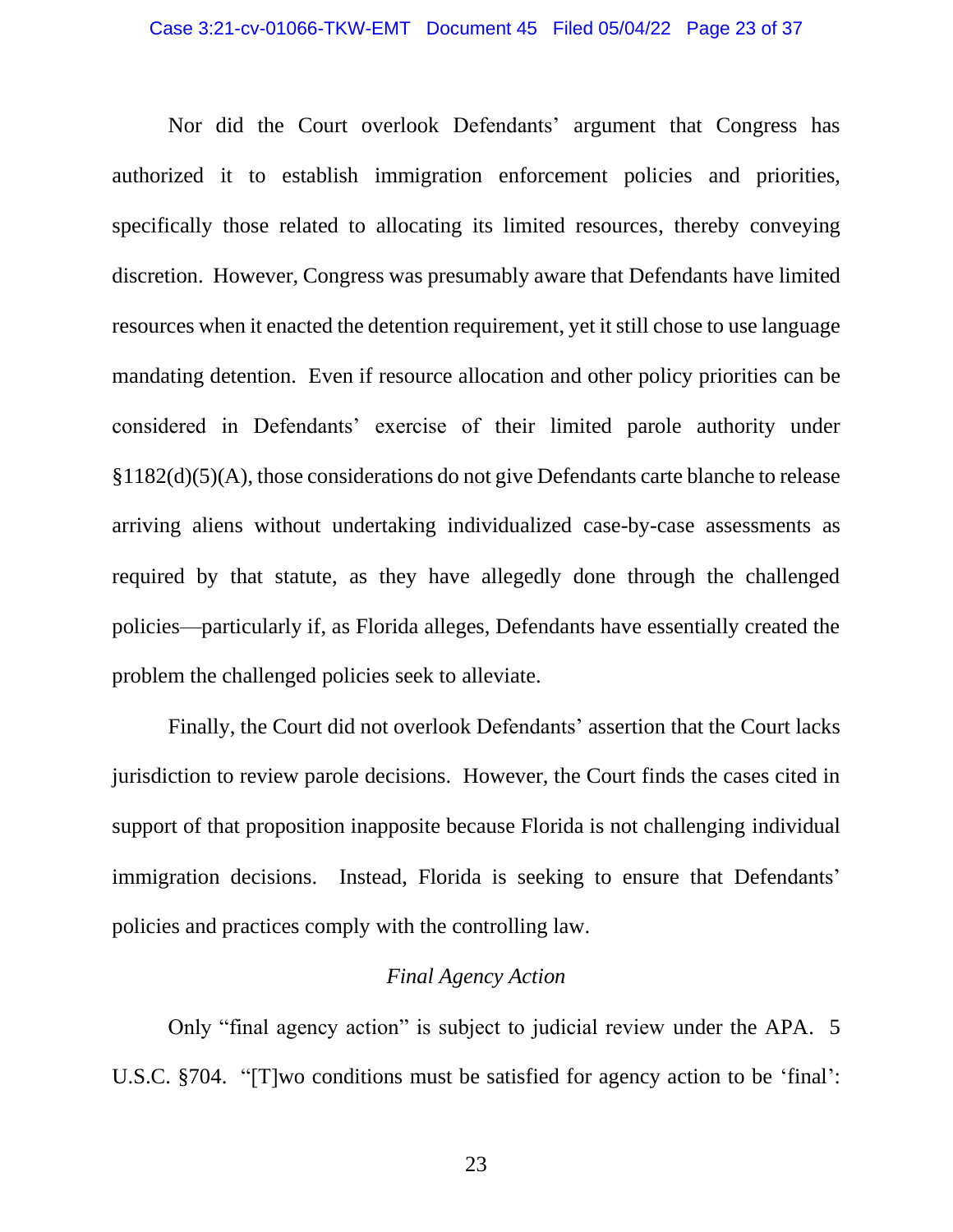Nor did the Court overlook Defendants' argument that Congress has authorized it to establish immigration enforcement policies and priorities, specifically those related to allocating its limited resources, thereby conveying discretion. However, Congress was presumably aware that Defendants have limited resources when it enacted the detention requirement, yet it still chose to use language mandating detention. Even if resource allocation and other policy priorities can be considered in Defendants' exercise of their limited parole authority under §1182(d)(5)(A), those considerations do not give Defendants carte blanche to release arriving aliens without undertaking individualized case-by-case assessments as required by that statute, as they have allegedly done through the challenged policies—particularly if, as Florida alleges, Defendants have essentially created the problem the challenged policies seek to alleviate.

Finally, the Court did not overlook Defendants' assertion that the Court lacks jurisdiction to review parole decisions. However, the Court finds the cases cited in support of that proposition inapposite because Florida is not challenging individual immigration decisions. Instead, Florida is seeking to ensure that Defendants' policies and practices comply with the controlling law.

*Final Agency Action*

Only "final agency action" is subject to judicial review under the APA. 5 U.S.C. §704. "[T]wo conditions must be satisfied for agency action to be 'final':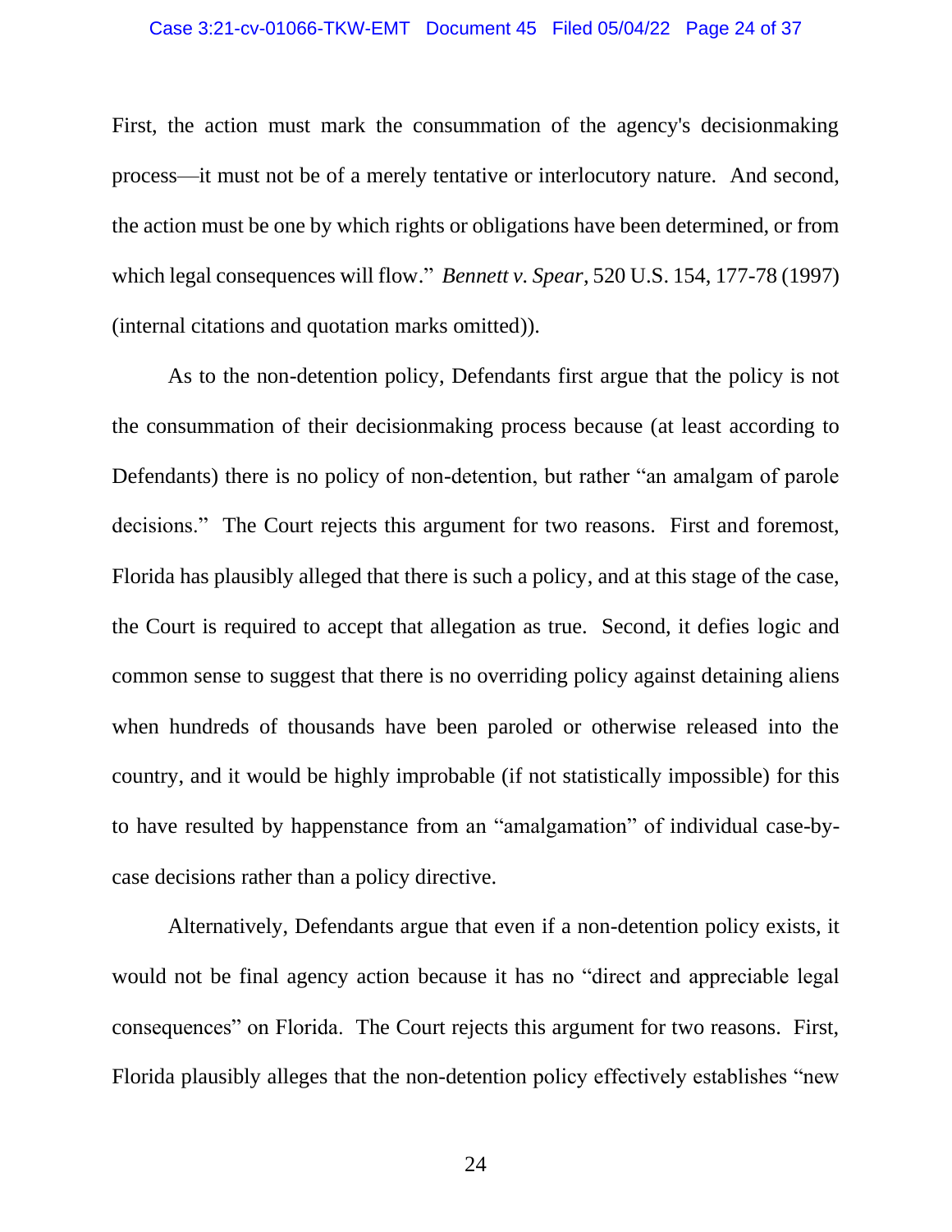First, the action must mark the consummation of the agency's decisionmaking process—it must not be of a merely tentative or interlocutory nature. And second, the action must be one by which rights or obligations have been determined, or from which legal consequences will flow." *Bennett v. Spear*, 520 U.S. 154, 177-78 (1997) (internal citations and quotation marks omitted)).

As to the non-detention policy, Defendants first argue that the policy is not the consummation of their decisionmaking process because (at least according to Defendants) there is no policy of non-detention, but rather "an amalgam of parole decisions." The Court rejects this argument for two reasons. First and foremost, Florida has plausibly alleged that there is such a policy, and at this stage of the case, the Court is required to accept that allegation as true. Second, it defies logic and common sense to suggest that there is no overriding policy against detaining aliens when hundreds of thousands have been paroled or otherwise released into the country, and it would be highly improbable (if not statistically impossible) for this to have resulted by happenstance from an "amalgamation" of individual case-by-case decisions rather than a policy directive.

Alternatively, Defendants argue that even if a non-detention policy exists, it would not be final agency action because it has no "direct and appreciable legal consequences" on Florida. The Court rejects this argument for two reasons. First, Florida plausibly alleges that the non-detention policy effectively establishes "new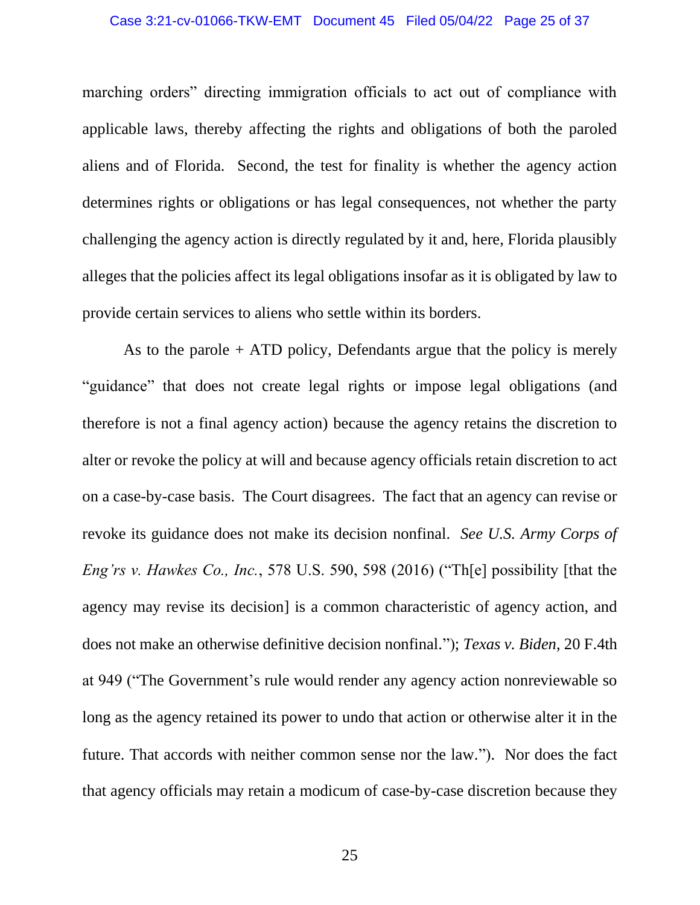marching orders" directing immigration officials to act out of compliance with applicable laws, thereby affecting the rights and obligations of both the paroled aliens and of Florida. Second, the test for finality is whether the agency action determines rights or obligations or has legal consequences, not whether the party challenging the agency action is directly regulated by it and, here, Florida plausibly alleges that the policies affect its legal obligations insofar as it is obligated by law to provide certain services to aliens who settle within its borders.

As to the parole + ATD policy, Defendants argue that the policy is merely "guidance" that does not create legal rights or impose legal obligations (and therefore is not a final agency action) because the agency retains the discretion to alter or revoke the policy at will and because agency officials retain discretion to act on a case-by-case basis. The Court disagrees. The fact that an agency can revise or revoke its guidance does not make its decision nonfinal. *See U.S. Army Corps of Eng'rs v. Hawkes Co., Inc.*, 578 U.S. 590, 598 (2016) ("Th[e] possibility [that the agency may revise its decision] is a common characteristic of agency action, and does not make an otherwise definitive decision nonfinal."); *Texas v. Biden*, 20 F.4th at 949 ("The Government's rule would render any agency action nonreviewable so long as the agency retained its power to undo that action or otherwise alter it in the future. That accords with neither common sense nor the law."). Nor does the fact that agency officials may retain a modicum of case-by-case discretion because they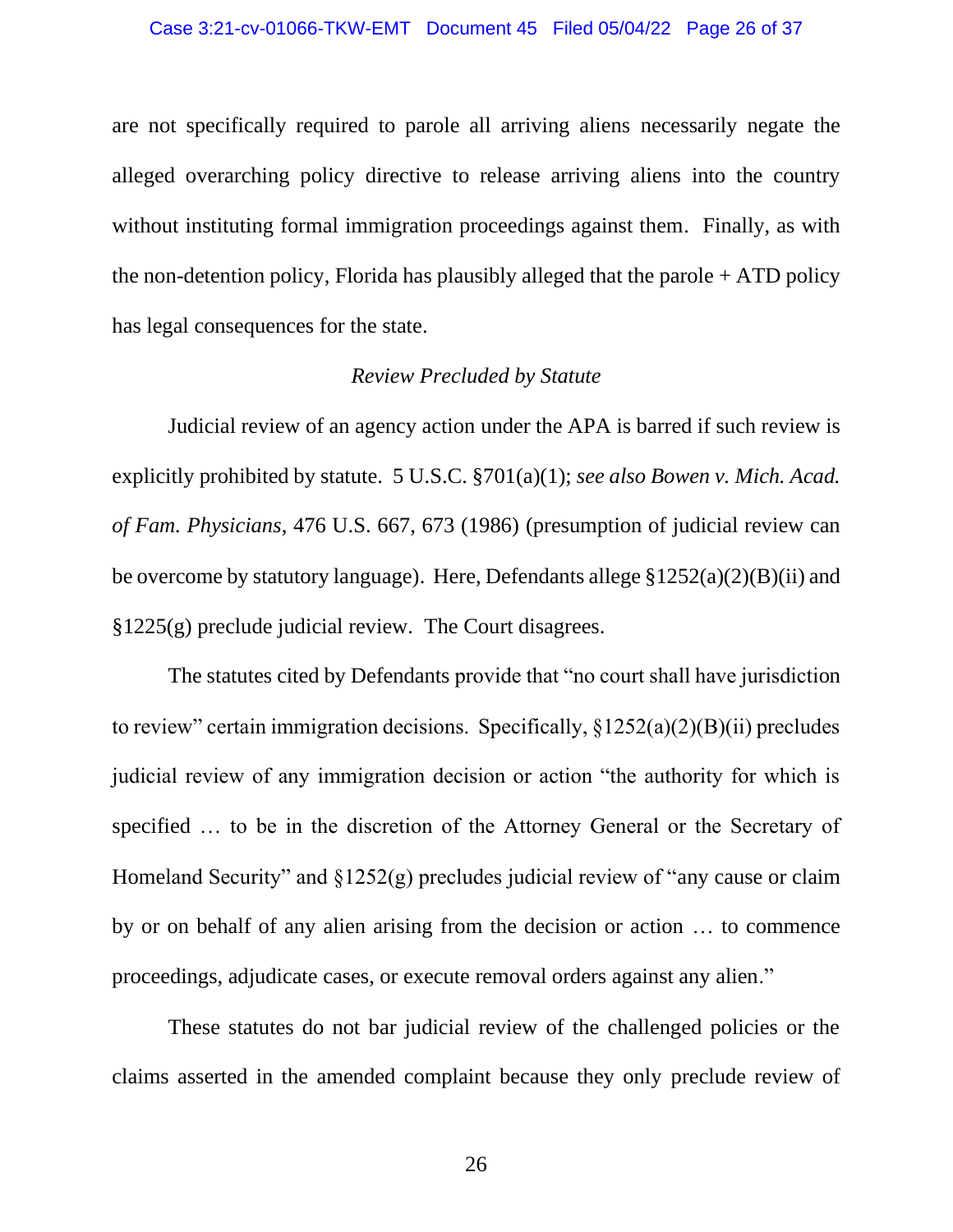are not specifically required to parole all arriving aliens necessarily negate the alleged overarching policy directive to release arriving aliens into the country without instituting formal immigration proceedings against them. Finally, as with the non-detention policy, Florida has plausibly alleged that the parole + ATD policy has legal consequences for the state.

*Review Precluded by Statute*

Judicial review of an agency action under the APA is barred if such review is explicitly prohibited by statute. 5 U.S.C. §701(a)(1); *see also Bowen v. Mich. Acad. of Fam. Physicians*, 476 U.S. 667, 673 (1986) (presumption of judicial review can be overcome by statutory language). Here, Defendants allege §1252(a)(2)(B)(ii) and §1225(g) preclude judicial review. The Court disagrees.

The statutes cited by Defendants provide that "no court shall have jurisdiction to review" certain immigration decisions. Specifically, §1252(a)(2)(B)(ii) precludes judicial review of any immigration decision or action "the authority for which is specified … to be in the discretion of the Attorney General or the Secretary of Homeland Security" and §1252(g) precludes judicial review of "any cause or claim by or on behalf of any alien arising from the decision or action … to commence proceedings, adjudicate cases, or execute removal orders against any alien."

These statutes do not bar judicial review of the challenged policies or the claims asserted in the amended complaint because they only preclude review of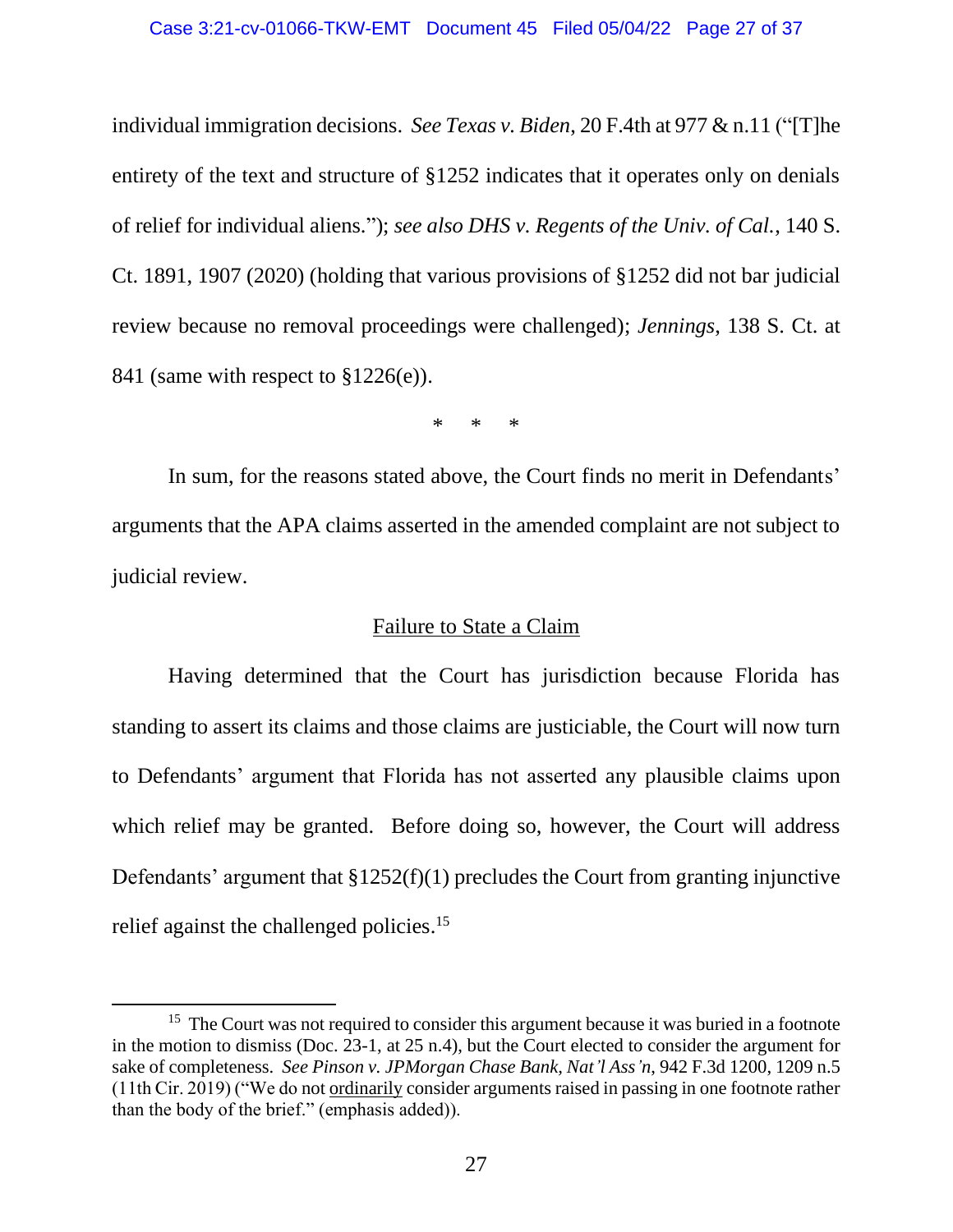individual immigration decisions. *See Texas v. Biden*, 20 F.4th at 977 & n.11 ("[T]he entirety of the text and structure of §1252 indicates that it operates only on denials of relief for individual aliens."); *see also DHS v. Regents of the Univ. of Cal.*, 140 S. Ct. 1891, 1907 (2020) (holding that various provisions of §1252 did not bar judicial review because no removal proceedings were challenged); *Jennings*, 138 S. Ct. at 841 (same with respect to §1226(e)).

\* \* \*

In sum, for the reasons stated above, the Court finds no merit in Defendants' arguments that the APA claims asserted in the amended complaint are not subject to judicial review.

<u>Failure to State a Claim</u>

Having determined that the Court has jurisdiction because Florida has standing to assert its claims and those claims are justiciable, the Court will now turn to Defendants' argument that Florida has not asserted any plausible claims upon which relief may be granted. Before doing so, however, the Court will address Defendants' argument that §1252(f)(1) precludes the Court from granting injunctive relief against the challenged policies.[15]

---

[15] The Court was not required to consider this argument because it was buried in a footnote in the motion to dismiss (Doc. 23-1, at 25 n.4), but the Court elected to consider the argument for sake of completeness. *See Pinson v. JPMorgan Chase Bank, Nat'l Ass'n*, 942 F.3d 1200, 1209 n.5 (11th Cir. 2019) ("We do not <u>ordinarily</u> consider arguments raised in passing in one footnote rather than the body of the brief." (emphasis added)).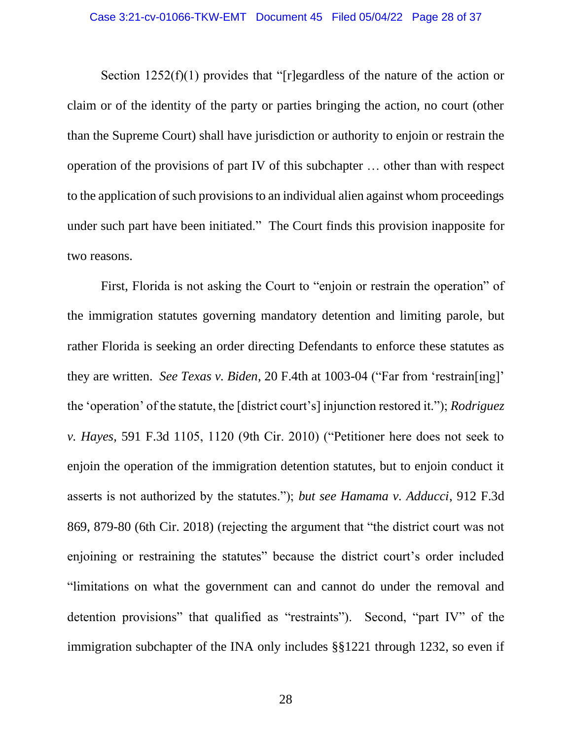Section 1252(f)(1) provides that "[r]egardless of the nature of the action or claim or of the identity of the party or parties bringing the action, no court (other than the Supreme Court) shall have jurisdiction or authority to enjoin or restrain the operation of the provisions of part IV of this subchapter … other than with respect to the application of such provisions to an individual alien against whom proceedings under such part have been initiated." The Court finds this provision inapposite for two reasons.

First, Florida is not asking the Court to "enjoin or restrain the operation" of the immigration statutes governing mandatory detention and limiting parole, but rather Florida is seeking an order directing Defendants to enforce these statutes as they are written. *See Texas v. Biden*, 20 F.4th at 1003-04 ("Far from 'restrain[ing]' the 'operation' of the statute, the [district court's] injunction restored it."); *Rodriguez v. Hayes*, 591 F.3d 1105, 1120 (9th Cir. 2010) ("Petitioner here does not seek to enjoin the operation of the immigration detention statutes, but to enjoin conduct it asserts is not authorized by the statutes."); *but see Hamama v. Adducci*, 912 F.3d 869, 879-80 (6th Cir. 2018) (rejecting the argument that "the district court was not enjoining or restraining the statutes" because the district court's order included "limitations on what the government can and cannot do under the removal and detention provisions" that qualified as "restraints"). Second, "part IV" of the immigration subchapter of the INA only includes §§1221 through 1232, so even if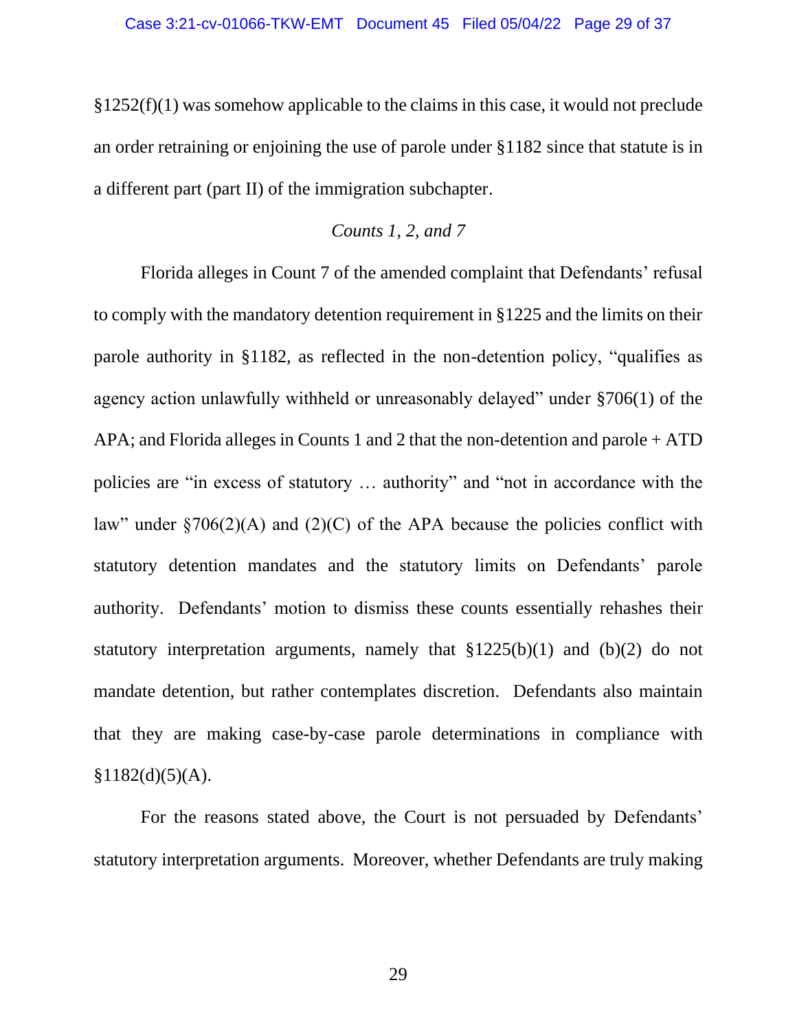§1252(f)(1) was somehow applicable to the claims in this case, it would not preclude an order retraining or enjoining the use of parole under §1182 since that statute is in a different part (part II) of the immigration subchapter.

*Counts 1, 2, and 7*

Florida alleges in Count 7 of the amended complaint that Defendants' refusal to comply with the mandatory detention requirement in §1225 and the limits on their parole authority in §1182, as reflected in the non-detention policy, "qualifies as agency action unlawfully withheld or unreasonably delayed" under §706(1) of the APA; and Florida alleges in Counts 1 and 2 that the non-detention and parole + ATD policies are "in excess of statutory … authority" and "not in accordance with the law" under §706(2)(A) and (2)(C) of the APA because the policies conflict with statutory detention mandates and the statutory limits on Defendants' parole authority. Defendants' motion to dismiss these counts essentially rehashes their statutory interpretation arguments, namely that §1225(b)(1) and (b)(2) do not mandate detention, but rather contemplates discretion. Defendants also maintain that they are making case-by-case parole determinations in compliance with §1182(d)(5)(A).

For the reasons stated above, the Court is not persuaded by Defendants' statutory interpretation arguments. Moreover, whether Defendants are truly making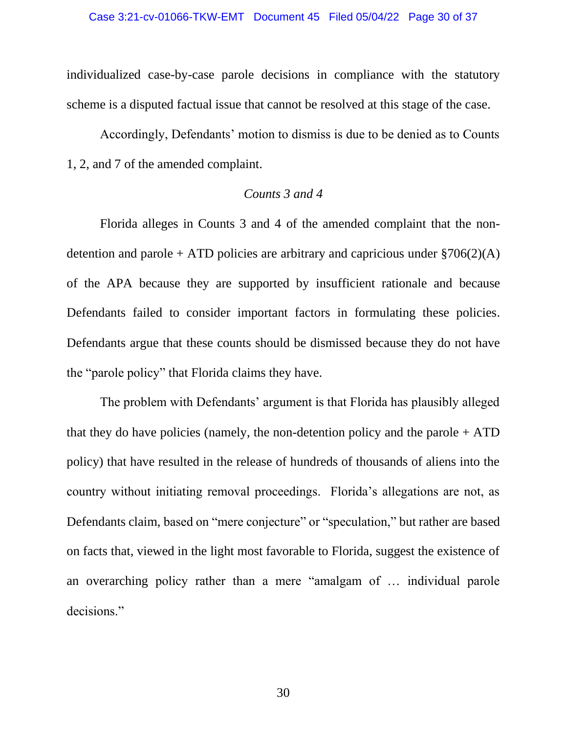individualized case-by-case parole decisions in compliance with the statutory scheme is a disputed factual issue that cannot be resolved at this stage of the case.

Accordingly, Defendants' motion to dismiss is due to be denied as to Counts 1, 2, and 7 of the amended complaint.

*Counts 3 and 4*

Florida alleges in Counts 3 and 4 of the amended complaint that the non-detention and parole + ATD policies are arbitrary and capricious under §706(2)(A) of the APA because they are supported by insufficient rationale and because Defendants failed to consider important factors in formulating these policies. Defendants argue that these counts should be dismissed because they do not have the "parole policy" that Florida claims they have.

The problem with Defendants' argument is that Florida has plausibly alleged that they do have policies (namely, the non-detention policy and the parole + ATD policy) that have resulted in the release of hundreds of thousands of aliens into the country without initiating removal proceedings. Florida's allegations are not, as Defendants claim, based on "mere conjecture" or "speculation," but rather are based on facts that, viewed in the light most favorable to Florida, suggest the existence of an overarching policy rather than a mere "amalgam of … individual parole decisions."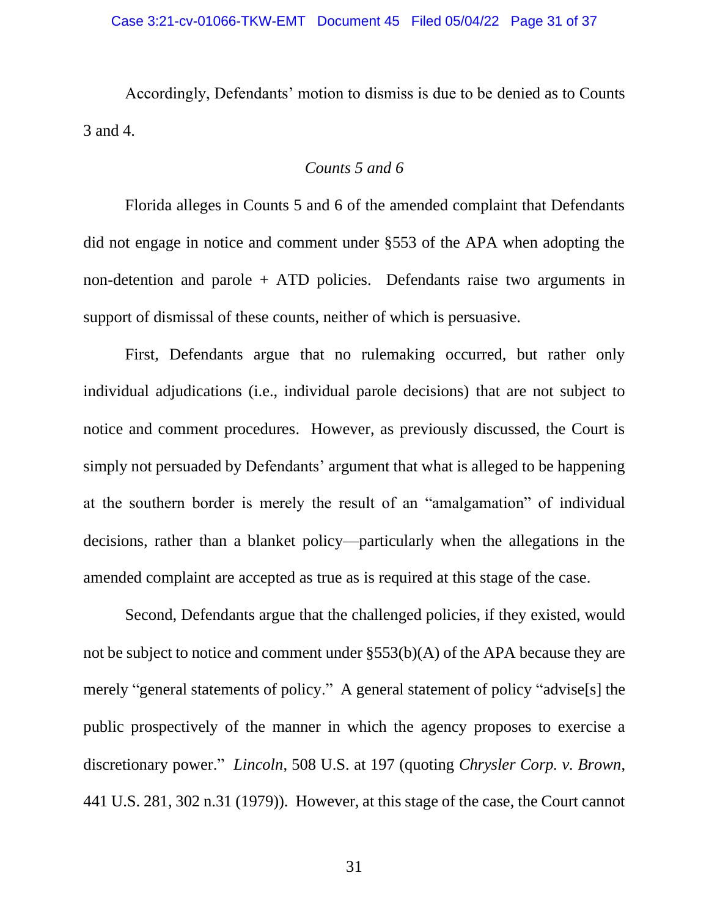Accordingly, Defendants' motion to dismiss is due to be denied as to Counts 3 and 4.

*Counts 5 and 6*

Florida alleges in Counts 5 and 6 of the amended complaint that Defendants did not engage in notice and comment under §553 of the APA when adopting the non-detention and parole + ATD policies. Defendants raise two arguments in support of dismissal of these counts, neither of which is persuasive.

First, Defendants argue that no rulemaking occurred, but rather only individual adjudications (i.e., individual parole decisions) that are not subject to notice and comment procedures. However, as previously discussed, the Court is simply not persuaded by Defendants' argument that what is alleged to be happening at the southern border is merely the result of an "amalgamation" of individual decisions, rather than a blanket policy—particularly when the allegations in the amended complaint are accepted as true as is required at this stage of the case.

Second, Defendants argue that the challenged policies, if they existed, would not be subject to notice and comment under §553(b)(A) of the APA because they are merely "general statements of policy." A general statement of policy "advise[s] the public prospectively of the manner in which the agency proposes to exercise a discretionary power." *Lincoln*, 508 U.S. at 197 (quoting *Chrysler Corp. v. Brown*, 441 U.S. 281, 302 n.31 (1979)). However, at this stage of the case, the Court cannot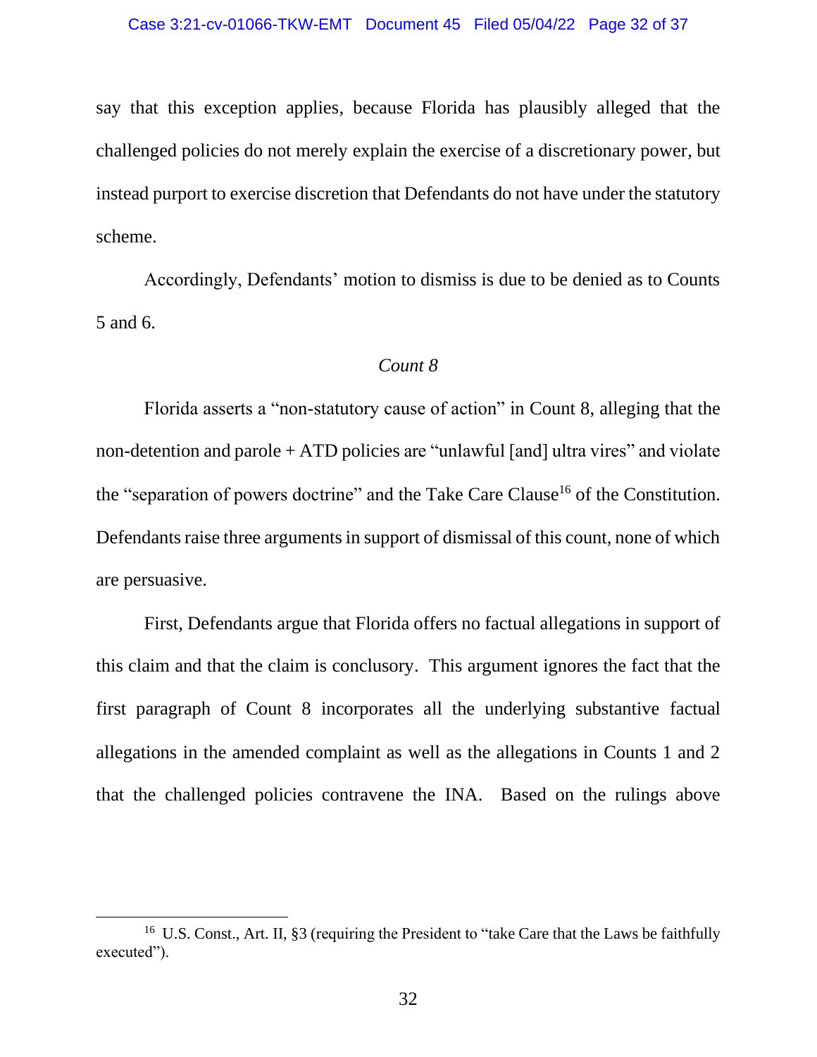say that this exception applies, because Florida has plausibly alleged that the challenged policies do not merely explain the exercise of a discretionary power, but instead purport to exercise discretion that Defendants do not have under the statutory scheme.

Accordingly, Defendants' motion to dismiss is due to be denied as to Counts 5 and 6.

*Count 8*

Florida asserts a "non-statutory cause of action" in Count 8, alleging that the non-detention and parole + ATD policies are "unlawful [and] ultra vires" and violate the "separation of powers doctrine" and the Take Care Clause[16] of the Constitution. Defendants raise three arguments in support of dismissal of this count, none of which are persuasive.

First, Defendants argue that Florida offers no factual allegations in support of this claim and that the claim is conclusory. This argument ignores the fact that the first paragraph of Count 8 incorporates all the underlying substantive factual allegations in the amended complaint as well as the allegations in Counts 1 and 2 that the challenged policies contravene the INA. Based on the rulings above

---

[16] U.S. Const., Art. II, §3 (requiring the President to "take Care that the Laws be faithfully executed").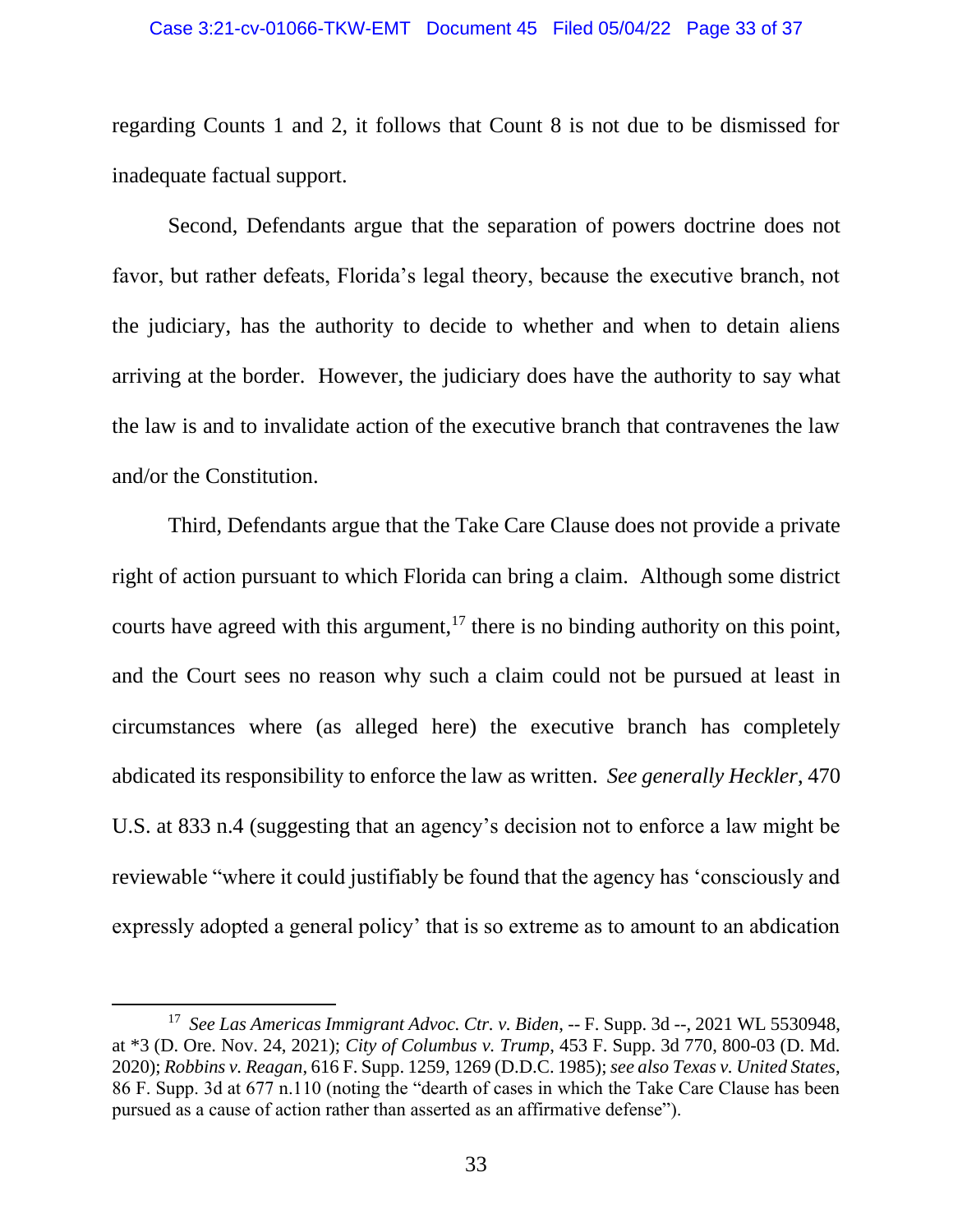regarding Counts 1 and 2, it follows that Count 8 is not due to be dismissed for inadequate factual support.

Second, Defendants argue that the separation of powers doctrine does not favor, but rather defeats, Florida's legal theory, because the executive branch, not the judiciary, has the authority to decide to whether and when to detain aliens arriving at the border. However, the judiciary does have the authority to say what the law is and to invalidate action of the executive branch that contravenes the law and/or the Constitution.

Third, Defendants argue that the Take Care Clause does not provide a private right of action pursuant to which Florida can bring a claim. Although some district courts have agreed with this argument,[17] there is no binding authority on this point, and the Court sees no reason why such a claim could not be pursued at least in circumstances where (as alleged here) the executive branch has completely abdicated its responsibility to enforce the law as written. *See generally Heckler*, 470 U.S. at 833 n.4 (suggesting that an agency's decision not to enforce a law might be reviewable "where it could justifiably be found that the agency has 'consciously and expressly adopted a general policy' that is so extreme as to amount to an abdication

---

[17] *See Las Americas Immigrant Advoc. Ctr. v. Biden*, -- F. Supp. 3d --, 2021 WL 5530948, at *3 (D. Ore. Nov. 24, 2021); *City of Columbus v. Trump*, 453 F. Supp. 3d 770, 800-03 (D. Md. 2020); *Robbins v. Reagan*, 616 F. Supp. 1259, 1269 (D.D.C. 1985); *see also Texas v. United States*, 86 F. Supp. 3d at 677 n.110 (noting the "dearth of cases in which the Take Care Clause has been pursued as a cause of action rather than asserted as an affirmative defense").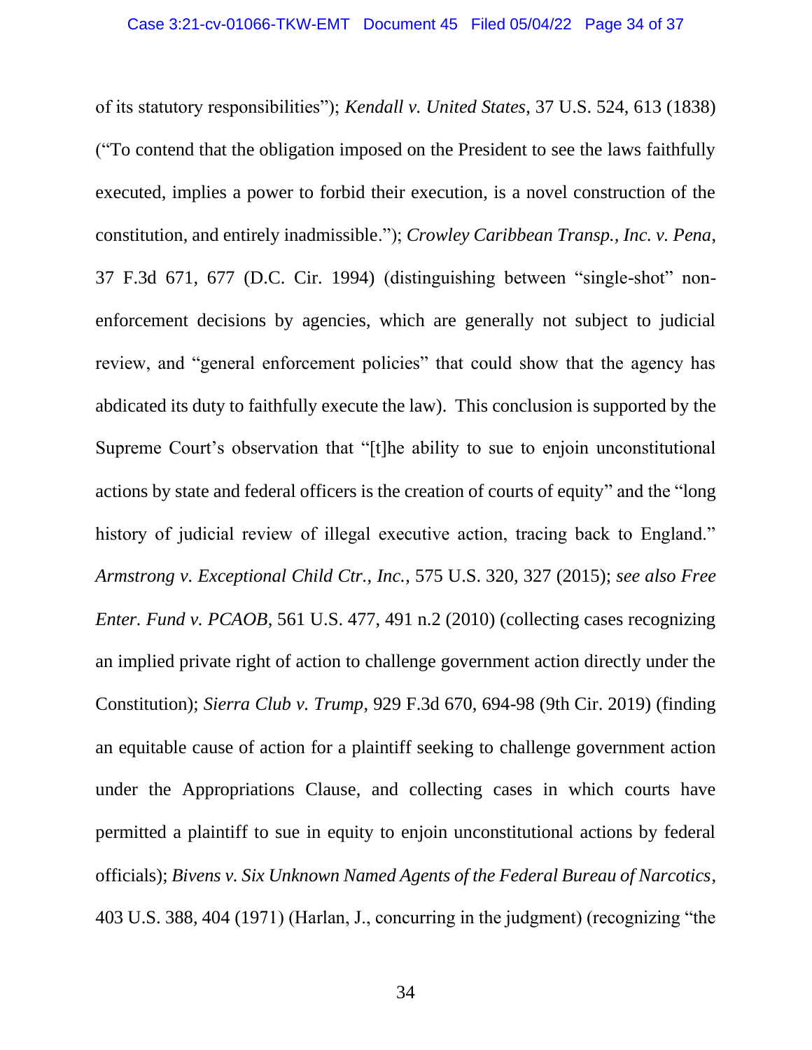of its statutory responsibilities"); *Kendall v. United States*, 37 U.S. 524, 613 (1838) ("To contend that the obligation imposed on the President to see the laws faithfully executed, implies a power to forbid their execution, is a novel construction of the constitution, and entirely inadmissible."); *Crowley Caribbean Transp., Inc. v. Pena*, 37 F.3d 671, 677 (D.C. Cir. 1994) (distinguishing between "single-shot" non-enforcement decisions by agencies, which are generally not subject to judicial review, and "general enforcement policies" that could show that the agency has abdicated its duty to faithfully execute the law). This conclusion is supported by the Supreme Court's observation that "[t]he ability to sue to enjoin unconstitutional actions by state and federal officers is the creation of courts of equity" and the "long history of judicial review of illegal executive action, tracing back to England." *Armstrong v. Exceptional Child Ctr., Inc.*, 575 U.S. 320, 327 (2015); *see also Free Enter. Fund v. PCAOB*, 561 U.S. 477, 491 n.2 (2010) (collecting cases recognizing an implied private right of action to challenge government action directly under the Constitution); *Sierra Club v. Trump*, 929 F.3d 670, 694-98 (9th Cir. 2019) (finding an equitable cause of action for a plaintiff seeking to challenge government action under the Appropriations Clause, and collecting cases in which courts have permitted a plaintiff to sue in equity to enjoin unconstitutional actions by federal officials); *Bivens v. Six Unknown Named Agents of the Federal Bureau of Narcotics*, 403 U.S. 388, 404 (1971) (Harlan, J., concurring in the judgment) (recognizing "the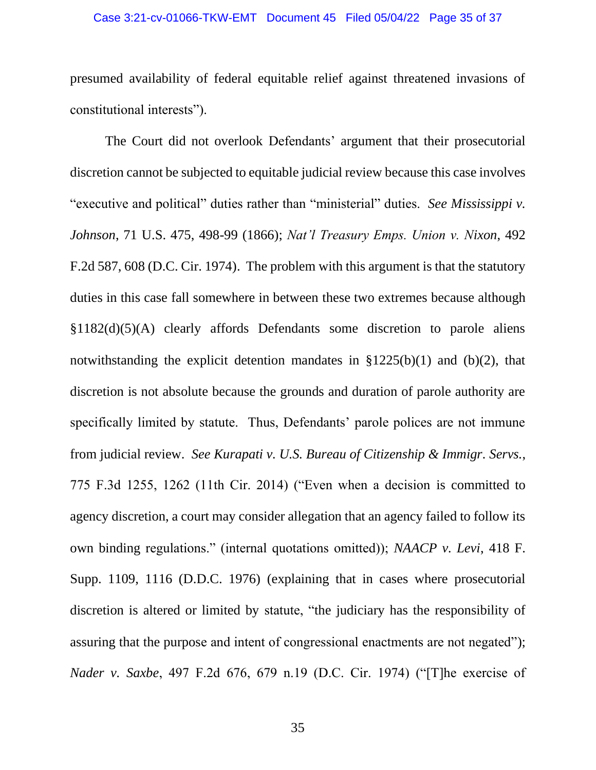presumed availability of federal equitable relief against threatened invasions of constitutional interests").

The Court did not overlook Defendants' argument that their prosecutorial discretion cannot be subjected to equitable judicial review because this case involves "executive and political" duties rather than "ministerial" duties. *See Mississippi v. Johnson*, 71 U.S. 475, 498-99 (1866); *Nat'l Treasury Emps. Union v. Nixon*, 492 F.2d 587, 608 (D.C. Cir. 1974). The problem with this argument is that the statutory duties in this case fall somewhere in between these two extremes because although §1182(d)(5)(A) clearly affords Defendants some discretion to parole aliens notwithstanding the explicit detention mandates in §1225(b)(1) and (b)(2), that discretion is not absolute because the grounds and duration of parole authority are specifically limited by statute. Thus, Defendants' parole polices are not immune from judicial review. *See Kurapati v. U.S. Bureau of Citizenship & Immigr. Servs.*, 775 F.3d 1255, 1262 (11th Cir. 2014) ("Even when a decision is committed to agency discretion, a court may consider allegation that an agency failed to follow its own binding regulations." (internal quotations omitted)); *NAACP v. Levi*, 418 F. Supp. 1109, 1116 (D.D.C. 1976) (explaining that in cases where prosecutorial discretion is altered or limited by statute, "the judiciary has the responsibility of assuring that the purpose and intent of congressional enactments are not negated"); *Nader v. Saxbe*, 497 F.2d 676, 679 n.19 (D.C. Cir. 1974) ("[T]he exercise of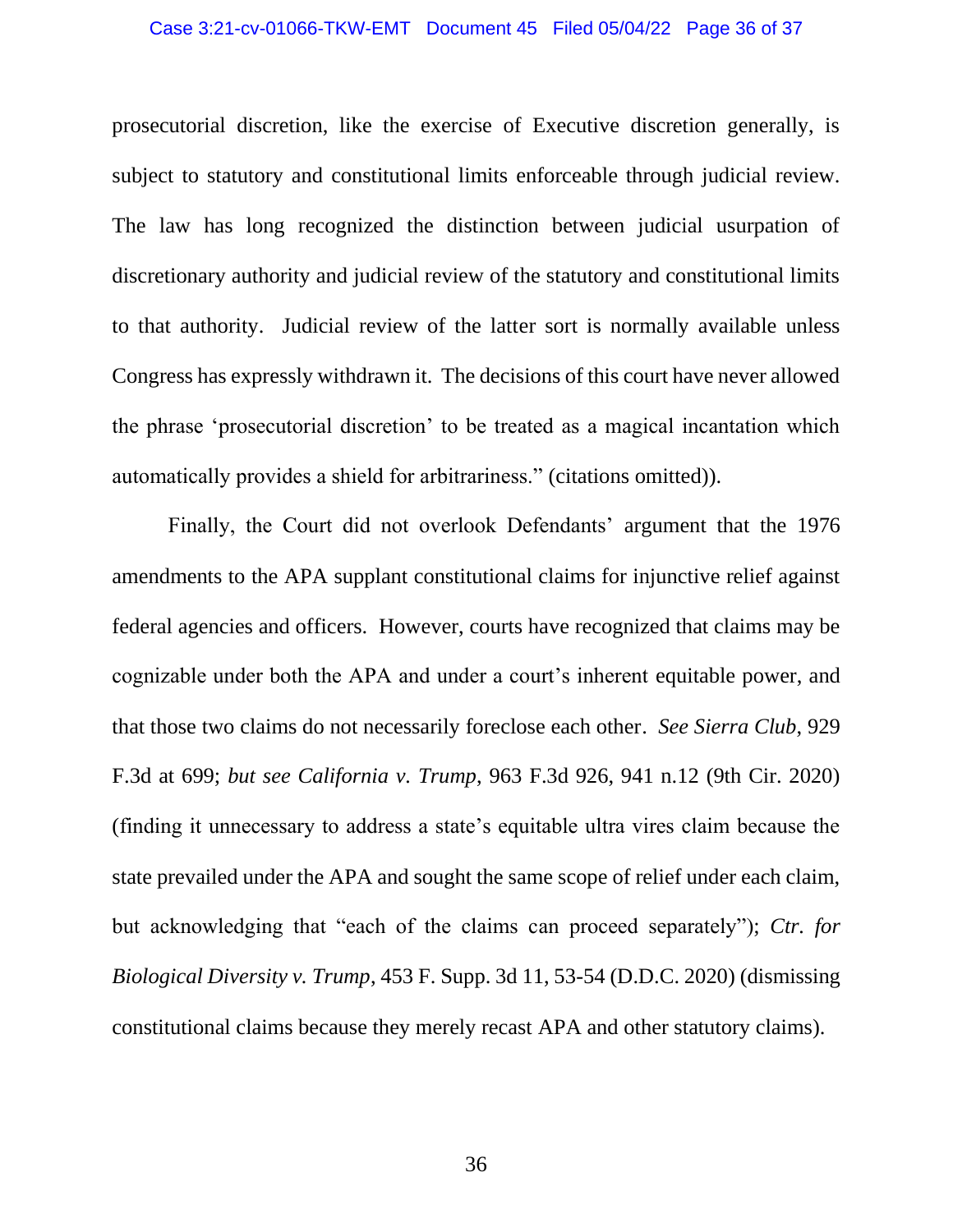prosecutorial discretion, like the exercise of Executive discretion generally, is subject to statutory and constitutional limits enforceable through judicial review. The law has long recognized the distinction between judicial usurpation of discretionary authority and judicial review of the statutory and constitutional limits to that authority. Judicial review of the latter sort is normally available unless Congress has expressly withdrawn it. The decisions of this court have never allowed the phrase 'prosecutorial discretion' to be treated as a magical incantation which automatically provides a shield for arbitrariness." (citations omitted)).

Finally, the Court did not overlook Defendants' argument that the 1976 amendments to the APA supplant constitutional claims for injunctive relief against federal agencies and officers. However, courts have recognized that claims may be cognizable under both the APA and under a court's inherent equitable power, and that those two claims do not necessarily foreclose each other. *See Sierra Club*, 929 F.3d at 699; *but see California v. Trump*, 963 F.3d 926, 941 n.12 (9th Cir. 2020) (finding it unnecessary to address a state's equitable ultra vires claim because the state prevailed under the APA and sought the same scope of relief under each claim, but acknowledging that "each of the claims can proceed separately"); *Ctr. for Biological Diversity v. Trump*, 453 F. Supp. 3d 11, 53-54 (D.D.C. 2020) (dismissing constitutional claims because they merely recast APA and other statutory claims).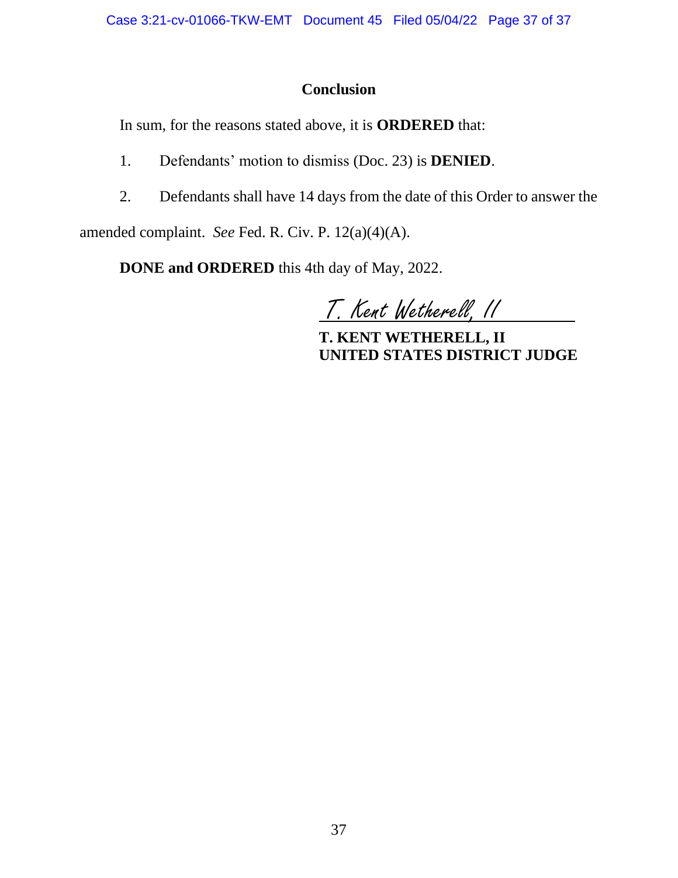## Conclusion

In sum, for the reasons stated above, it is **ORDERED** that:

1. Defendants' motion to dismiss (Doc. 23) is **DENIED**.

2. Defendants shall have 14 days from the date of this Order to answer the amended complaint. *See* Fed. R. Civ. P. 12(a)(4)(A).

**DONE and ORDERED** this 4th day of May, 2022.

T. Kent Wetherell, II

**T. KENT WETHERELL, II**
**UNITED STATES DISTRICT JUDGE**